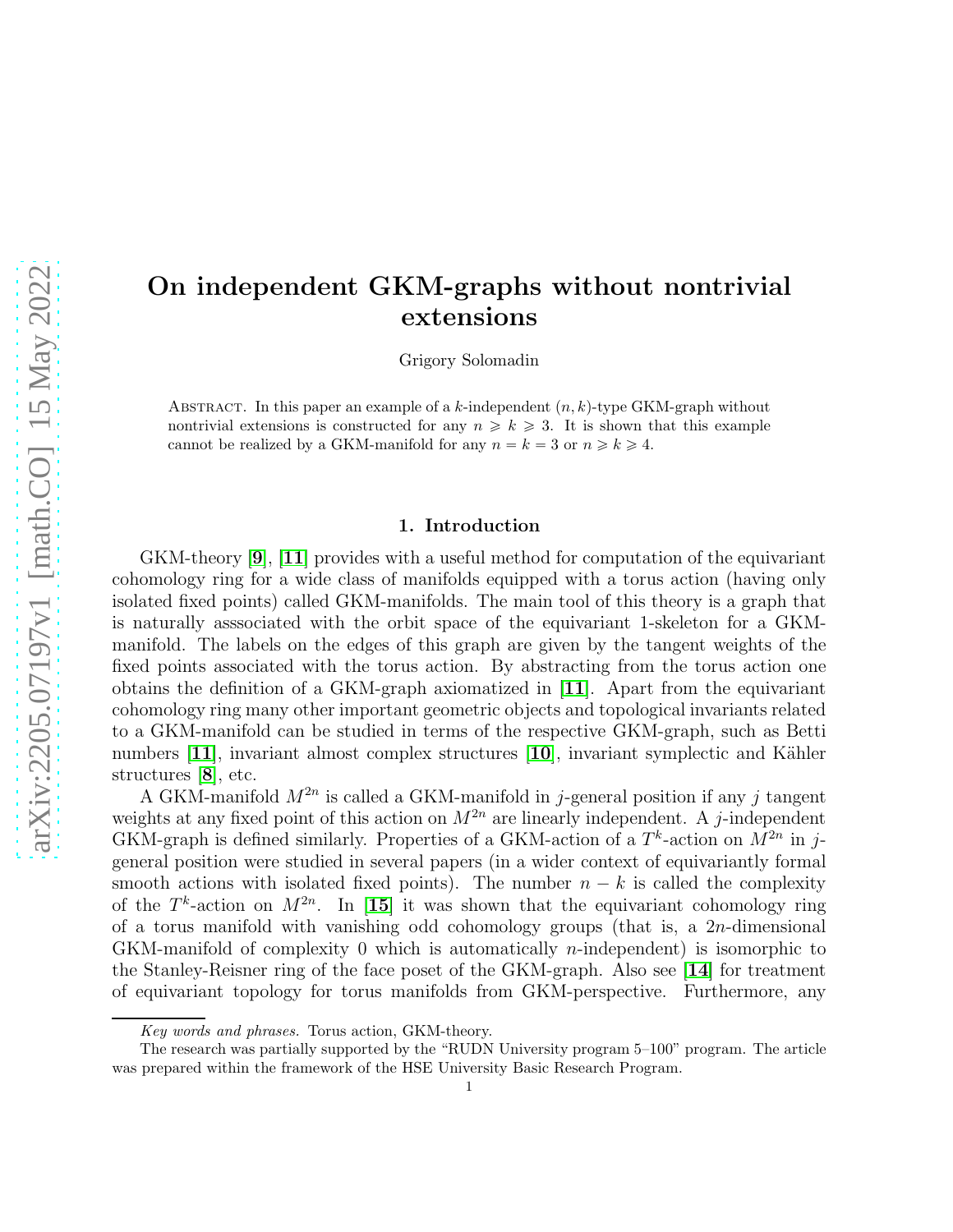# On independent GKM-graphs without nontrivial extensions

Grigory Solomadin

Abstract. In this paper an example of a $k$-independent $(n, k)$-type GKM-graph without nontrivial extensions is constructed for any $n \geqslant k \geqslant 3$. It is shown that this example cannot be realized by a GKM-manifold for any $n = k = 3$ or $n \geqslant k \geqslant 4$.

## 1. Introduction

GKM-theory [9], [11] provides with a useful method for computation of the equivariant cohomology ring for a wide class of manifolds equipped with a torus action (having only isolated fixed points) called GKM-manifolds. The main tool of this theory is a graph that is naturally asssociated with the orbit space of the equivariant 1-skeleton for a GKM-manifold. The labels on the edges of this graph are given by the tangent weights of the fixed points associated with the torus action. By abstracting from the torus action one obtains the definition of a GKM-graph axiomatized in [11]. Apart from the equivariant cohomology ring many other important geometric objects and topological invariants related to a GKM-manifold can be studied in terms of the respective GKM-graph, such as Betti numbers [11], invariant almost complex structures [10], invariant symplectic and Kähler structures [8], etc.

A GKM-manifold $M^{2n}$ is called a GKM-manifold in $j$-general position if any $j$ tangent weights at any fixed point of this action on $M^{2n}$ are linearly independent. A $j$-independent GKM-graph is defined similarly. Properties of a GKM-action of a $T^k$-action on $M^{2n}$ in $j$-general position were studied in several papers (in a wider context of equivariantly formal smooth actions with isolated fixed points). The number $n - k$ is called the complexity of the $T^k$-action on $M^{2n}$. In [15] it was shown that the equivariant cohomology ring of a torus manifold with vanishing odd cohomology groups (that is, a $2n$-dimensional GKM-manifold of complexity 0 which is automatically $n$-independent) is isomorphic to the Stanley-Reisner ring of the face poset of the GKM-graph. Also see [14] for treatment of equivariant topology for torus manifolds from GKM-perspective. Furthermore, any

*Key words and phrases.* Torus action, GKM-theory.

The research was partially supported by the "RUDN University program 5–100" program. The article was prepared within the framework of the HSE University Basic Research Program.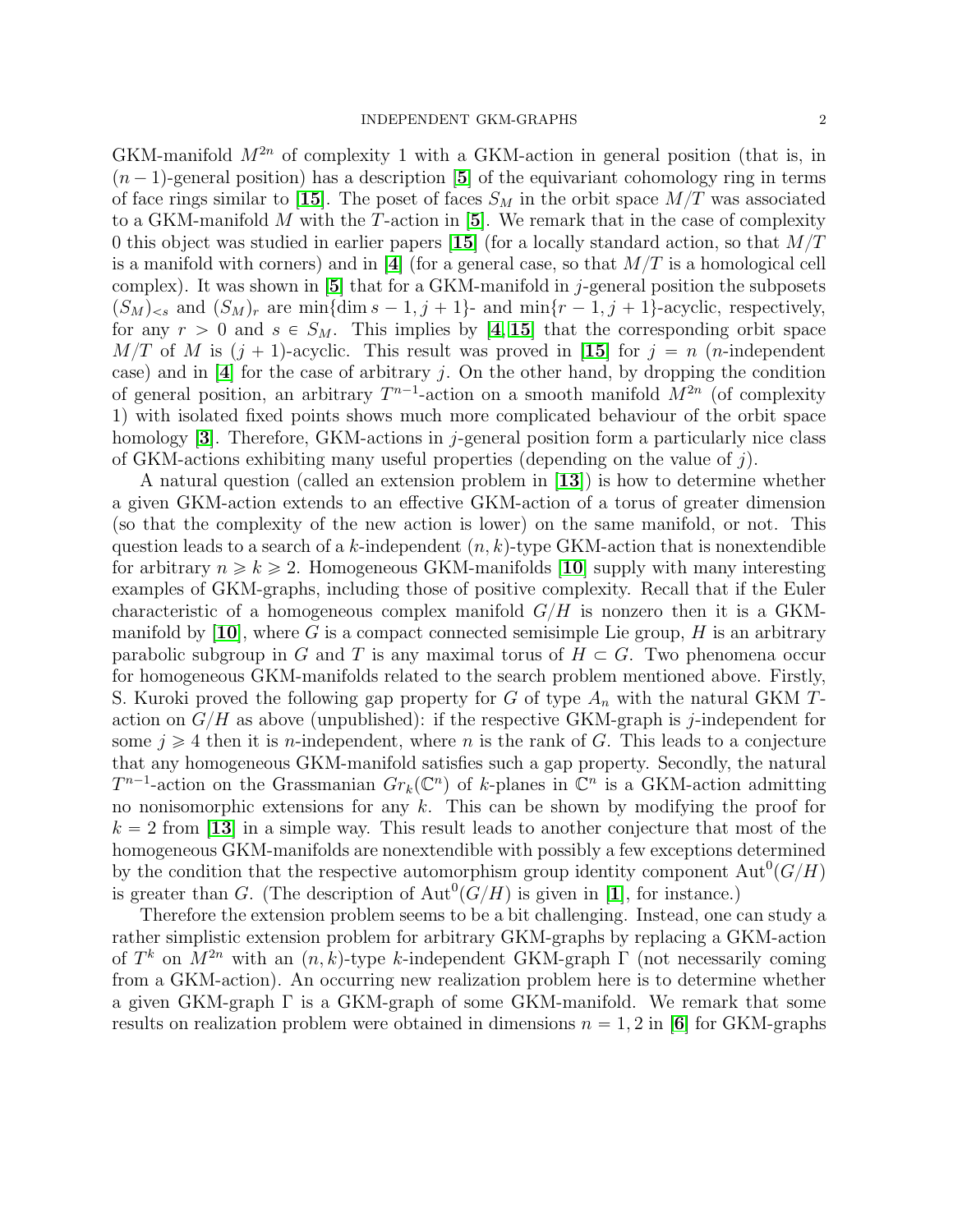GKM-manifold $M^{2n}$ of complexity 1 with a GKM-action in general position (that is, in $(n-1)$-general position) has a description [**5**] of the equivariant cohomology ring in terms of face rings similar to [**15**]. The poset of faces $S_M$ in the orbit space $M/T$ was associated to a GKM-manifold $M$ with the $T$-action in [**5**]. We remark that in the case of complexity 0 this object was studied in earlier papers [**15**] (for a locally standard action, so that $M/T$ is a manifold with corners) and in [**4**] (for a general case, so that $M/T$ is a homological cell complex). It was shown in [**5**] that for a GKM-manifold in $j$-general position the subposets $(S_M)_{<s}$ and $(S_M)_r$ are $\min\{\dim s - 1, j+1\}$- and $\min\{r-1, j+1\}$-acyclic, respectively, for any $r > 0$ and $s \in S_M$. This implies by [**4**,**15**] that the corresponding orbit space $M/T$ of $M$ is $(j+1)$-acyclic. This result was proved in [**15**] for $j = n$ ($n$-independent case) and in [**4**] for the case of arbitrary $j$. On the other hand, by dropping the condition of general position, an arbitrary $T^{n-1}$-action on a smooth manifold $M^{2n}$ (of complexity 1) with isolated fixed points shows much more complicated behaviour of the orbit space homology [**3**]. Therefore, GKM-actions in $j$-general position form a particularly nice class of GKM-actions exhibiting many useful properties (depending on the value of $j$).

A natural question (called an extension problem in [**13**]) is how to determine whether a given GKM-action extends to an effective GKM-action of a torus of greater dimension (so that the complexity of the new action is lower) on the same manifold, or not. This question leads to a search of a $k$-independent $(n,k)$-type GKM-action that is nonextendible for arbitrary $n \geqslant k \geqslant 2$. Homogeneous GKM-manifolds [**10**] supply with many interesting examples of GKM-graphs, including those of positive complexity. Recall that if the Euler characteristic of a homogeneous complex manifold $G/H$ is nonzero then it is a GKM-manifold by [**10**], where $G$ is a compact connected semisimple Lie group, $H$ is an arbitrary parabolic subgroup in $G$ and $T$ is any maximal torus of $H \subset G$. Two phenomena occur for homogeneous GKM-manifolds related to the search problem mentioned above. Firstly, S. Kuroki proved the following gap property for $G$ of type $A_n$ with the natural GKM $T$-action on $G/H$ as above (unpublished): if the respective GKM-graph is $j$-independent for some $j \geqslant 4$ then it is $n$-independent, where $n$ is the rank of $G$. This leads to a conjecture that any homogeneous GKM-manifold satisfies such a gap property. Secondly, the natural $T^{n-1}$-action on the Grassmanian $Gr_k(\mathbb{C}^n)$ of $k$-planes in $\mathbb{C}^n$ is a GKM-action admitting no nonisomorphic extensions for any $k$. This can be shown by modifying the proof for $k=2$ from [**13**] in a simple way. This result leads to another conjecture that most of the homogeneous GKM-manifolds are nonextendible with possibly a few exceptions determined by the condition that the respective automorphism group identity component $\mathrm{Aut}^0(G/H)$ is greater than $G$. (The description of $\mathrm{Aut}^0(G/H)$ is given in [**1**], for instance.)

Therefore the extension problem seems to be a bit challenging. Instead, one can study a rather simplistic extension problem for arbitrary GKM-graphs by replacing a GKM-action of $T^k$ on $M^{2n}$ with an $(n,k)$-type $k$-independent GKM-graph $\Gamma$ (not necessarily coming from a GKM-action). An occurring new realization problem here is to determine whether a given GKM-graph $\Gamma$ is a GKM-graph of some GKM-manifold. We remark that some results on realization problem were obtained in dimensions $n = 1, 2$ in [**6**] for GKM-graphs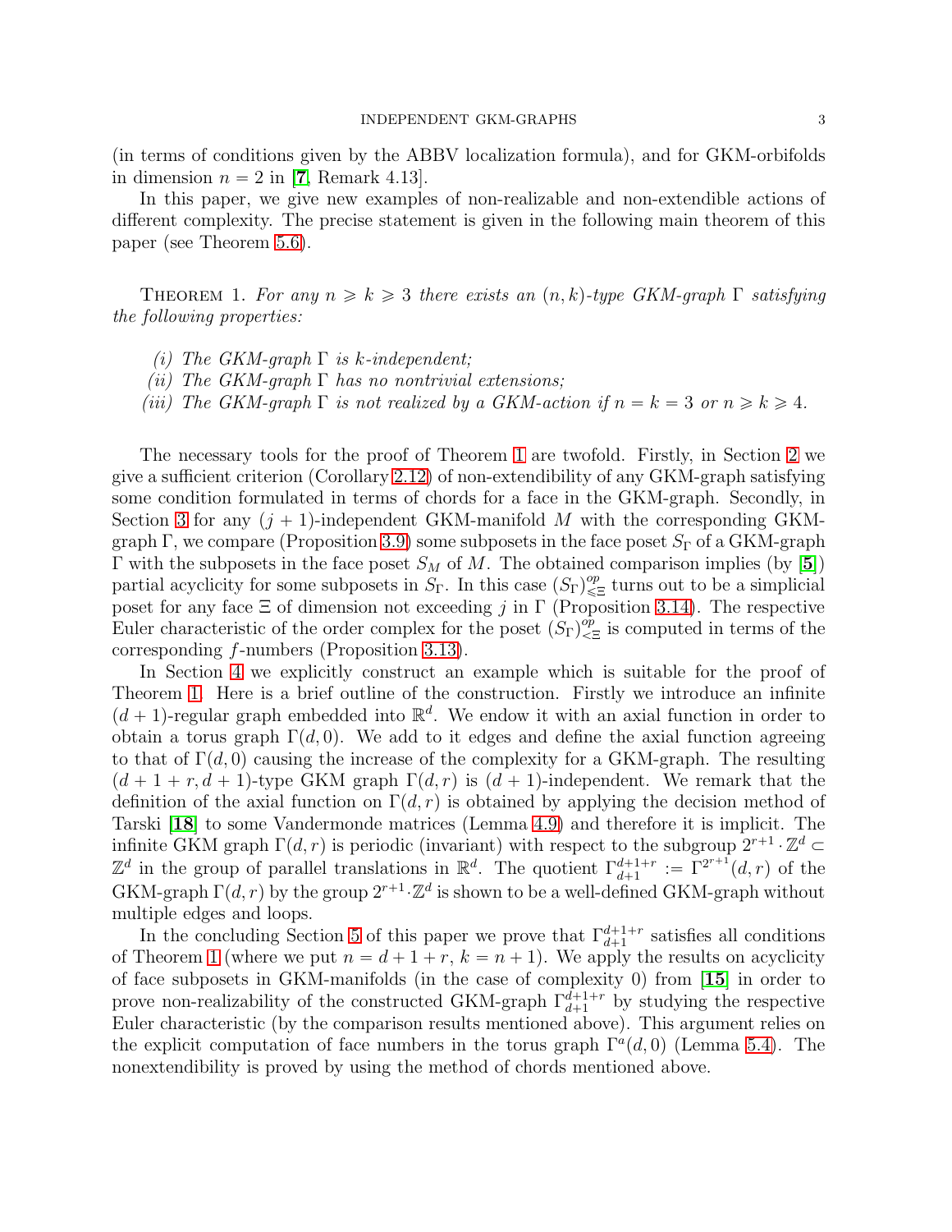(in terms of conditions given by the ABBV localization formula), and for GKM-orbifolds in dimension $n = 2$ in [**7**, Remark 4.13].

In this paper, we give new examples of non-realizable and non-extendible actions of different complexity. The precise statement is given in the following main theorem of this paper (see Theorem 5.6).

Theorem 1. *For any $n \geqslant k \geqslant 3$ there exists an $(n, k)$-type GKM-graph $\Gamma$ satisfying the following properties:*

*(i) The GKM-graph $\Gamma$ is $k$-independent;*
*(ii) The GKM-graph $\Gamma$ has no nontrivial extensions;*
*(iii) The GKM-graph $\Gamma$ is not realized by a GKM-action if $n = k = 3$ or $n \geqslant k \geqslant 4$.*

The necessary tools for the proof of Theorem 1 are twofold. Firstly, in Section 2 we give a sufficient criterion (Corollary 2.12) of non-extendibility of any GKM-graph satisfying some condition formulated in terms of chords for a face in the GKM-graph. Secondly, in Section 3 for any $(j+1)$-independent GKM-manifold $M$ with the corresponding GKM-graph $\Gamma$, we compare (Proposition 3.9) some subposets in the face poset $S_\Gamma$ of a GKM-graph $\Gamma$ with the subposets in the face poset $S_M$ of $M$. The obtained comparison implies (by [**5**]) partial acyclicity for some subposets in $S_\Gamma$. In this case $(S_\Gamma)^{op}_{\leqslant \Xi}$ turns out to be a simplicial poset for any face $\Xi$ of dimension not exceeding $j$ in $\Gamma$ (Proposition 3.14). The respective Euler characteristic of the order complex for the poset $(S_\Gamma)^{op}_{<\Xi}$ is computed in terms of the corresponding $f$-numbers (Proposition 3.13).

In Section 4 we explicitly construct an example which is suitable for the proof of Theorem 1. Here is a brief outline of the construction. Firstly we introduce an infinite $(d+1)$-regular graph embedded into $\mathbb{R}^d$. We endow it with an axial function in order to obtain a torus graph $\Gamma(d, 0)$. We add to it edges and define the axial function agreeing to that of $\Gamma(d, 0)$ causing the increase of the complexity for a GKM-graph. The resulting $(d+1+r, d+1)$-type GKM graph $\Gamma(d, r)$ is $(d+1)$-independent. We remark that the definition of the axial function on $\Gamma(d, r)$ is obtained by applying the decision method of Tarski [**18**] to some Vandermonde matrices (Lemma 4.9) and therefore it is implicit. The infinite GKM graph $\Gamma(d, r)$ is periodic (invariant) with respect to the subgroup $2^{r+1} \cdot \mathbb{Z}^d \subset \mathbb{Z}^d$ in the group of parallel translations in $\mathbb{R}^d$. The quotient $\Gamma^{d+1+r}_{d+1} := \Gamma^{2^{r+1}}(d, r)$ of the GKM-graph $\Gamma(d, r)$ by the group $2^{r+1} \cdot \mathbb{Z}^d$ is shown to be a well-defined GKM-graph without multiple edges and loops.

In the concluding Section 5 of this paper we prove that $\Gamma^{d+1+r}_{d+1}$ satisfies all conditions of Theorem 1 (where we put $n = d+1+r$, $k = n+1$). We apply the results on acyclicity of face subposets in GKM-manifolds (in the case of complexity 0) from [**15**] in order to prove non-realizability of the constructed GKM-graph $\Gamma^{d+1+r}_{d+1}$ by studying the respective Euler characteristic (by the comparison results mentioned above). This argument relies on the explicit computation of face numbers in the torus graph $\Gamma^a(d, 0)$ (Lemma 5.4). The nonextendibility is proved by using the method of chords mentioned above.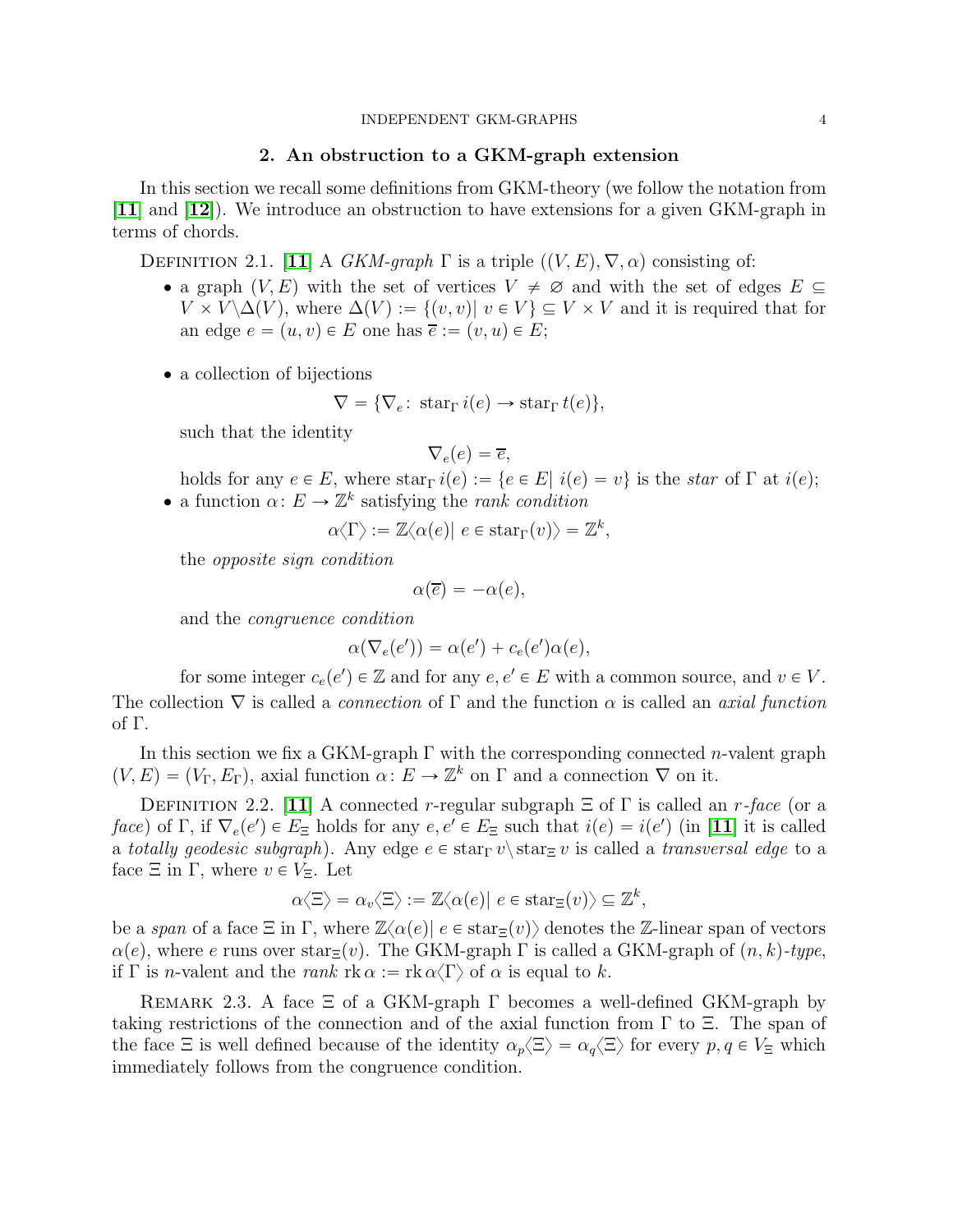## 2. An obstruction to a GKM-graph extension

In this section we recall some definitions from GKM-theory (we follow the notation from [**11**] and [**12**]). We introduce an obstruction to have extensions for a given GKM-graph in terms of chords.

Definition 2.1. [**11**] A *GKM-graph* $\Gamma$ is a triple $((V, E), \nabla, \alpha)$ consisting of:

- a graph $(V, E)$ with the set of vertices $V \neq \varnothing$ and with the set of edges $E \subseteq V \times V \backslash \Delta(V)$, where $\Delta(V) := \{(v, v) |\ v \in V\} \subseteq V \times V$ and it is required that for an edge $e = (u, v) \in E$ one has $\overline{e} := (v, u) \in E$;
- a collection of bijections
$$\nabla = \{\nabla_e \colon \operatorname{star}_\Gamma i(e) \to \operatorname{star}_\Gamma t(e)\},$$
such that the identity
$$\nabla_e(e) = \overline{e},$$
holds for any $e \in E$, where $\operatorname{star}_\Gamma i(e) := \{e \in E |\ i(e) = v\}$ is the *star* of $\Gamma$ at $i(e)$;
- a function $\alpha \colon E \to \mathbb{Z}^k$ satisfying the *rank condition*
$$\alpha\langle\Gamma\rangle := \mathbb{Z}\langle\alpha(e) |\ e \in \operatorname{star}_\Gamma(v)\rangle = \mathbb{Z}^k,$$
the *opposite sign condition*
$$\alpha(\overline{e}) = -\alpha(e),$$
and the *congruence condition*
$$\alpha(\nabla_e(e')) = \alpha(e') + c_e(e')\alpha(e),$$
for some integer $c_e(e') \in \mathbb{Z}$ and for any $e, e' \in E$ with a common source, and $v \in V$.

The collection $\nabla$ is called a *connection* of $\Gamma$ and the function $\alpha$ is called an *axial function* of $\Gamma$.

In this section we fix a GKM-graph $\Gamma$ with the corresponding connected $n$-valent graph $(V, E) = (V_\Gamma, E_\Gamma)$, axial function $\alpha \colon E \to \mathbb{Z}^k$ on $\Gamma$ and a connection $\nabla$ on it.

Definition 2.2. [**11**] A connected $r$-regular subgraph $\Xi$ of $\Gamma$ is called an *$r$-face* (or a *face*) of $\Gamma$, if $\nabla_e(e') \in E_\Xi$ holds for any $e, e' \in E_\Xi$ such that $i(e) = i(e')$ (in [**11**] it is called a *totally geodesic subgraph*). Any edge $e \in \operatorname{star}_\Gamma v \backslash \operatorname{star}_\Xi v$ is called a *transversal edge* to a face $\Xi$ in $\Gamma$, where $v \in V_\Xi$. Let
$$\alpha\langle\Xi\rangle = \alpha_v\langle\Xi\rangle := \mathbb{Z}\langle\alpha(e) |\ e \in \operatorname{star}_\Xi(v)\rangle \subseteq \mathbb{Z}^k,$$
be a *span* of a face $\Xi$ in $\Gamma$, where $\mathbb{Z}\langle\alpha(e) |\ e \in \operatorname{star}_\Xi(v)\rangle$ denotes the $\mathbb{Z}$-linear span of vectors $\alpha(e)$, where $e$ runs over $\operatorname{star}_\Xi(v)$. The GKM-graph $\Gamma$ is called a GKM-graph of *$(n, k)$-type*, if $\Gamma$ is $n$-valent and the *rank* $\operatorname{rk}\alpha := \operatorname{rk}\alpha\langle\Gamma\rangle$ of $\alpha$ is equal to $k$.

Remark 2.3. A face $\Xi$ of a GKM-graph $\Gamma$ becomes a well-defined GKM-graph by taking restrictions of the connection and of the axial function from $\Gamma$ to $\Xi$. The span of the face $\Xi$ is well defined because of the identity $\alpha_p\langle\Xi\rangle = \alpha_q\langle\Xi\rangle$ for every $p, q \in V_\Xi$ which immediately follows from the congruence condition.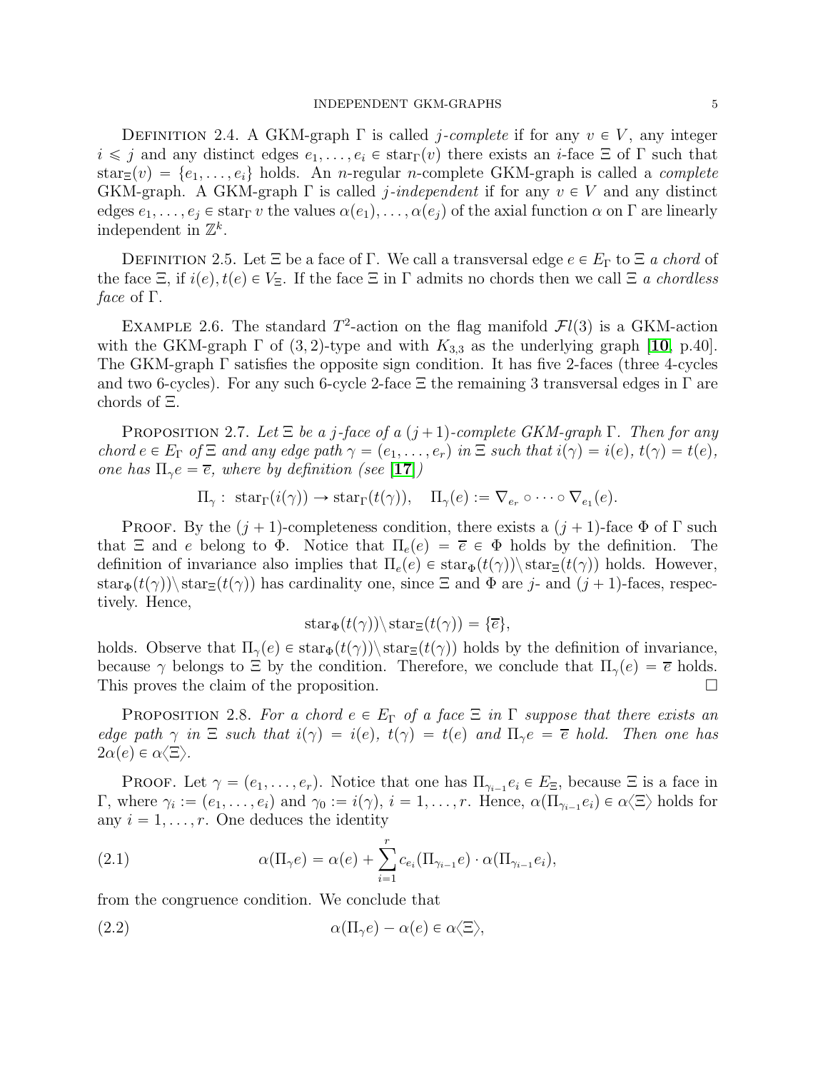Definition 2.4. A GKM-graph $\Gamma$ is called *$j$-complete* if for any $v \in V$, any integer $i \leqslant j$ and any distinct edges $e_1, \dots, e_i \in \mathrm{star}_\Gamma(v)$ there exists an $i$-face $\Xi$ of $\Gamma$ such that $\mathrm{star}_\Xi(v) = \{e_1, \dots, e_i\}$ holds. An $n$-regular $n$-complete GKM-graph is called a *complete* GKM-graph. A GKM-graph $\Gamma$ is called *$j$-independent* if for any $v \in V$ and any distinct edges $e_1, \dots, e_j \in \mathrm{star}_\Gamma v$ the values $\alpha(e_1), \dots, \alpha(e_j)$ of the axial function $\alpha$ on $\Gamma$ are linearly independent in $\mathbb{Z}^k$.

Definition 2.5. Let $\Xi$ be a face of $\Gamma$. We call a transversal edge $e \in E_\Gamma$ to $\Xi$ *a chord* of the face $\Xi$, if $i(e), t(e) \in V_\Xi$. If the face $\Xi$ in $\Gamma$ admits no chords then we call $\Xi$ *a chordless face* of $\Gamma$.

Example 2.6. The standard $T^2$-action on the flag manifold $\mathcal{F}l(3)$ is a GKM-action with the GKM-graph $\Gamma$ of $(3,2)$-type and with $K_{3,3}$ as the underlying graph [**10**, p.40]. The GKM-graph $\Gamma$ satisfies the opposite sign condition. It has five 2-faces (three 4-cycles and two 6-cycles). For any such 6-cycle 2-face $\Xi$ the remaining 3 transversal edges in $\Gamma$ are chords of $\Xi$.

Proposition 2.7. *Let $\Xi$ be a $j$-face of a $(j+1)$-complete GKM-graph $\Gamma$. Then for any chord $e \in E_\Gamma$ of $\Xi$ and any edge path $\gamma = (e_1, \dots, e_r)$ in $\Xi$ such that $i(\gamma) = i(e)$, $t(\gamma) = t(e)$, one has $\Pi_\gamma e = \overline{e}$, where by definition (see [**17**])*

$$\Pi_\gamma : \ \mathrm{star}_\Gamma(i(\gamma)) \to \mathrm{star}_\Gamma(t(\gamma)), \quad \Pi_\gamma(e) := \nabla_{e_r} \circ \dots \circ \nabla_{e_1}(e).$$

Proof. By the $(j+1)$-completeness condition, there exists a $(j+1)$-face $\Phi$ of $\Gamma$ such that $\Xi$ and $e$ belong to $\Phi$. Notice that $\Pi_e(e) = \overline{e} \in \Phi$ holds by the definition. The definition of invariance also implies that $\Pi_e(e) \in \mathrm{star}_\Phi(t(\gamma)) \backslash \mathrm{star}_\Xi(t(\gamma))$ holds. However, $\mathrm{star}_\Phi(t(\gamma)) \backslash \mathrm{star}_\Xi(t(\gamma))$ has cardinality one, since $\Xi$ and $\Phi$ are $j$- and $(j+1)$-faces, respectively. Hence,

$$\mathrm{star}_\Phi(t(\gamma)) \backslash \mathrm{star}_\Xi(t(\gamma)) = \{\overline{e}\},$$

holds. Observe that $\Pi_\gamma(e) \in \mathrm{star}_\Phi(t(\gamma)) \backslash \mathrm{star}_\Xi(t(\gamma))$ holds by the definition of invariance, because $\gamma$ belongs to $\Xi$ by the condition. Therefore, we conclude that $\Pi_\gamma(e) = \overline{e}$ holds. This proves the claim of the proposition. □

Proposition 2.8. *For a chord $e \in E_\Gamma$ of a face $\Xi$ in $\Gamma$ suppose that there exists an edge path $\gamma$ in $\Xi$ such that $i(\gamma) = i(e)$, $t(\gamma) = t(e)$ and $\Pi_\gamma e = \overline{e}$ hold. Then one has $2\alpha(e) \in \alpha\langle\Xi\rangle$.*

Proof. Let $\gamma = (e_1, \dots, e_r)$. Notice that one has $\Pi_{\gamma_{i-1}} e_i \in E_\Xi$, because $\Xi$ is a face in $\Gamma$, where $\gamma_i := (e_1, \dots, e_i)$ and $\gamma_0 := i(\gamma)$, $i = 1, \dots, r$. Hence, $\alpha(\Pi_{\gamma_{i-1}} e_i) \in \alpha\langle\Xi\rangle$ holds for any $i = 1, \dots, r$. One deduces the identity

$$\alpha(\Pi_\gamma e) = \alpha(e) + \sum_{i=1}^{r} c_{e_i}(\Pi_{\gamma_{i-1}} e) \cdot \alpha(\Pi_{\gamma_{i-1}} e_i), \tag{2.1}$$

from the congruence condition. We conclude that

$$\alpha(\Pi_\gamma e) - \alpha(e) \in \alpha\langle\Xi\rangle, \tag{2.2}$$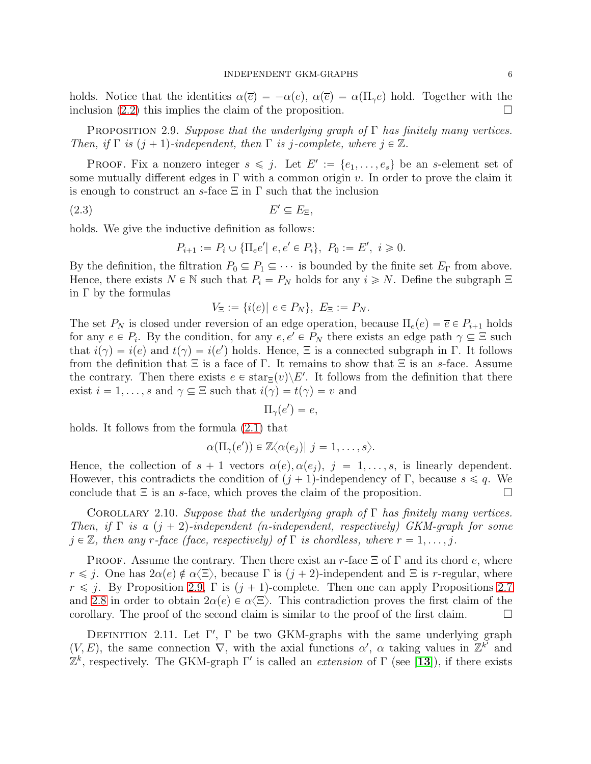holds. Notice that the identities $\alpha(\overline{e}) = -\alpha(e)$, $\alpha(\overline{e}) = \alpha(\Pi_\gamma e)$ hold. Together with the inclusion (2.2) this implies the claim of the proposition. □

Proposition 2.9. *Suppose that the underlying graph of $\Gamma$ has finitely many vertices. Then, if $\Gamma$ is $(j+1)$-independent, then $\Gamma$ is $j$-complete, where $j \in \mathbb{Z}$.*

Proof. Fix a nonzero integer $s \leqslant j$. Let $E' := \{e_1, \ldots, e_s\}$ be an $s$-element set of some mutually different edges in $\Gamma$ with a common origin $v$. In order to prove the claim it is enough to construct an $s$-face $\Xi$ in $\Gamma$ such that the inclusion

$$E' \subseteq E_\Xi, \tag{2.3}$$

holds. We give the inductive definition as follows:

$$P_{i+1} := P_i \cup \{\Pi_e e' |\ e, e' \in P_i\},\ P_0 := E',\ i \geqslant 0.$$

By the definition, the filtration $P_0 \subseteq P_1 \subseteq \cdots$ is bounded by the finite set $E_\Gamma$ from above. Hence, there exists $N \in \mathbb{N}$ such that $P_i = P_N$ holds for any $i \geqslant N$. Define the subgraph $\Xi$ in $\Gamma$ by the formulas

$$V_\Xi := \{i(e) |\ e \in P_N\},\ E_\Xi := P_N.$$

The set $P_N$ is closed under reversion of an edge operation, because $\Pi_e(e) = \overline{e} \in P_{i+1}$ holds for any $e \in P_i$. By the condition, for any $e, e' \in P_N$ there exists an edge path $\gamma \subseteq \Xi$ such that $i(\gamma) = i(e)$ and $t(\gamma) = i(e')$ holds. Hence, $\Xi$ is a connected subgraph in $\Gamma$. It follows from the definition that $\Xi$ is a face of $\Gamma$. It remains to show that $\Xi$ is an $s$-face. Assume the contrary. Then there exists $e \in \mathrm{star}_\Xi(v) \backslash E'$. It follows from the definition that there exist $i = 1, \ldots, s$ and $\gamma \subseteq \Xi$ such that $i(\gamma) = t(\gamma) = v$ and

$$\Pi_\gamma(e') = e,$$

holds. It follows from the formula (2.1) that

$$\alpha(\Pi_\gamma(e')) \in \mathbb{Z}\langle \alpha(e_j) |\ j = 1, \ldots, s\rangle.$$

Hence, the collection of $s+1$ vectors $\alpha(e), \alpha(e_j)$, $j = 1, \ldots, s$, is linearly dependent. However, this contradicts the condition of $(j+1)$-independency of $\Gamma$, because $s \leqslant q$. We conclude that $\Xi$ is an $s$-face, which proves the claim of the proposition. □

Corollary 2.10. *Suppose that the underlying graph of $\Gamma$ has finitely many vertices. Then, if $\Gamma$ is a $(j+2)$-independent ($n$-independent, respectively) GKM-graph for some $j \in \mathbb{Z}$, then any $r$-face (face, respectively) of $\Gamma$ is chordless, where $r = 1, \ldots, j$.*

Proof. Assume the contrary. Then there exist an $r$-face $\Xi$ of $\Gamma$ and its chord $e$, where $r \leqslant j$. One has $2\alpha(e) \notin \alpha\langle\Xi\rangle$, because $\Gamma$ is $(j+2)$-independent and $\Xi$ is $r$-regular, where $r \leqslant j$. By Proposition 2.9, $\Gamma$ is $(j+1)$-complete. Then one can apply Propositions 2.7 and 2.8 in order to obtain $2\alpha(e) \in \alpha\langle\Xi\rangle$. This contradiction proves the first claim of the corollary. The proof of the second claim is similar to the proof of the first claim. □

Definition 2.11. Let $\Gamma'$, $\Gamma$ be two GKM-graphs with the same underlying graph $(V, E)$, the same connection $\nabla$, with the axial functions $\alpha'$, $\alpha$ taking values in $\mathbb{Z}^{k'}$ and $\mathbb{Z}^k$, respectively. The GKM-graph $\Gamma'$ is called an *extension* of $\Gamma$ (see [13]), if there exists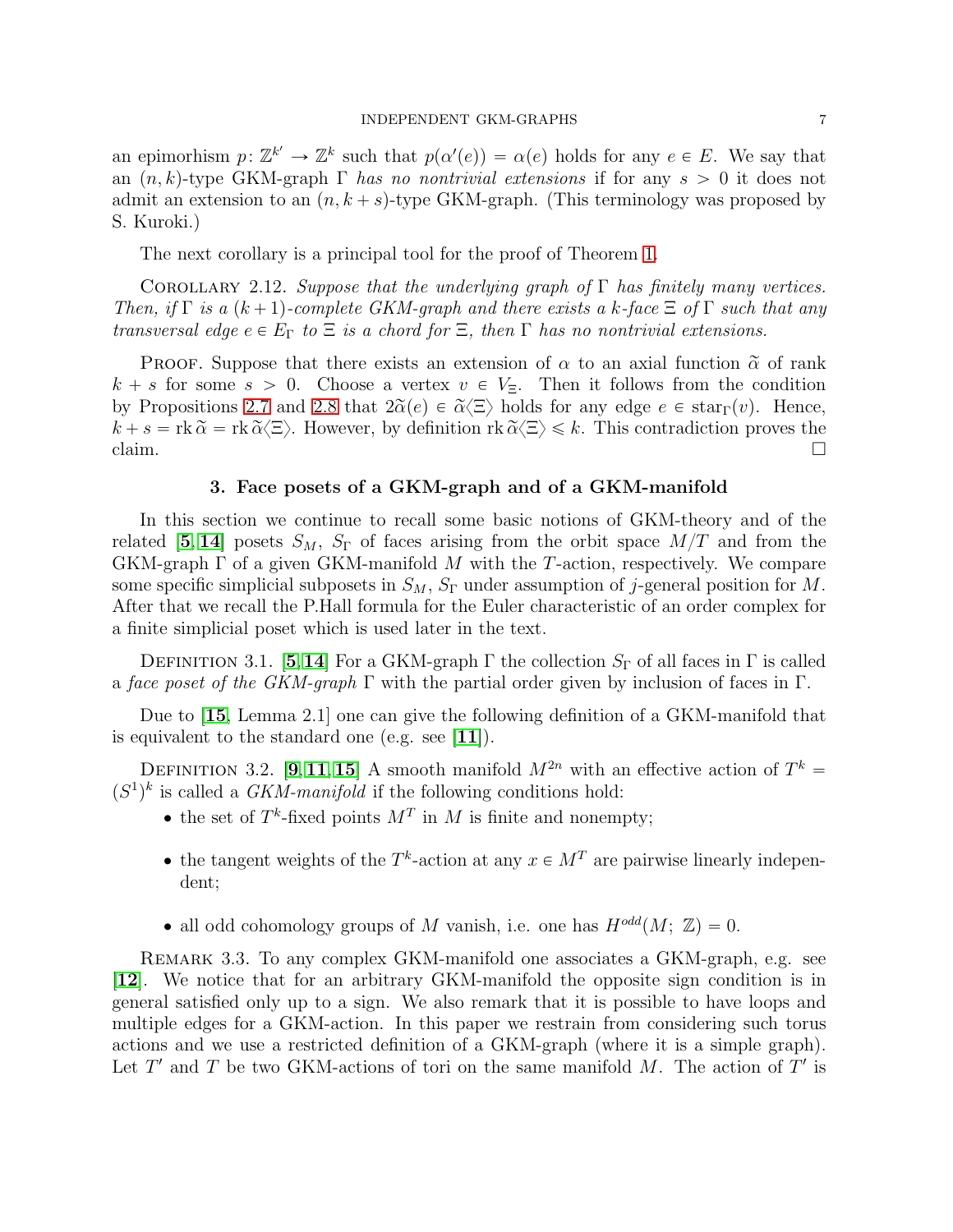an epimorhism $p\colon \mathbb{Z}^{k'} \to \mathbb{Z}^k$ such that $p(\alpha'(e)) = \alpha(e)$ holds for any $e \in E$. We say that an $(n,k)$-type GKM-graph $\Gamma$ *has no nontrivial extensions* if for any $s > 0$ it does not admit an extension to an $(n, k+s)$-type GKM-graph. (This terminology was proposed by S. Kuroki.)

The next corollary is a principal tool for the proof of Theorem 1.

Corollary 2.12. *Suppose that the underlying graph of $\Gamma$ has finitely many vertices. Then, if $\Gamma$ is a $(k+1)$-complete GKM-graph and there exists a $k$-face $\Xi$ of $\Gamma$ such that any transversal edge $e \in E_\Gamma$ to $\Xi$ is a chord for $\Xi$, then $\Gamma$ has no nontrivial extensions.*

Proof. Suppose that there exists an extension of $\alpha$ to an axial function $\widetilde{\alpha}$ of rank $k+s$ for some $s > 0$. Choose a vertex $v \in V_\Xi$. Then it follows from the condition by Propositions 2.7 and 2.8 that $2\widetilde{\alpha}(e) \in \widetilde{\alpha}\langle\Xi\rangle$ holds for any edge $e \in \operatorname{star}_\Gamma(v)$. Hence, $k + s = \operatorname{rk}\widetilde{\alpha} = \operatorname{rk}\widetilde{\alpha}\langle\Xi\rangle$. However, by definition $\operatorname{rk}\widetilde{\alpha}\langle\Xi\rangle \leqslant k$. This contradiction proves the claim. $\square$

## 3. Face posets of a GKM-graph and of a GKM-manifold

In this section we continue to recall some basic notions of GKM-theory and of the related [5, 14] posets $S_M$, $S_\Gamma$ of faces arising from the orbit space $M/T$ and from the GKM-graph $\Gamma$ of a given GKM-manifold $M$ with the $T$-action, respectively. We compare some specific simplicial subposets in $S_M$, $S_\Gamma$ under assumption of $j$-general position for $M$. After that we recall the P.Hall formula for the Euler characteristic of an order complex for a finite simplicial poset which is used later in the text.

Definition 3.1. [5, 14] For a GKM-graph $\Gamma$ the collection $S_\Gamma$ of all faces in $\Gamma$ is called a *face poset of the GKM-graph* $\Gamma$ with the partial order given by inclusion of faces in $\Gamma$.

Due to [15, Lemma 2.1] one can give the following definition of a GKM-manifold that is equivalent to the standard one (e.g. see [11]).

Definition 3.2. [9, 11, 15] A smooth manifold $M^{2n}$ with an effective action of $T^k = (S^1)^k$ is called a *GKM-manifold* if the following conditions hold:

- the set of $T^k$-fixed points $M^T$ in $M$ is finite and nonempty;
- the tangent weights of the $T^k$-action at any $x \in M^T$ are pairwise linearly independent;
- all odd cohomology groups of $M$ vanish, i.e. one has $H^{odd}(M;\ \mathbb{Z}) = 0$.

Remark 3.3. To any complex GKM-manifold one associates a GKM-graph, e.g. see [12]. We notice that for an arbitrary GKM-manifold the opposite sign condition is in general satisfied only up to a sign. We also remark that it is possible to have loops and multiple edges for a GKM-action. In this paper we restrain from considering such torus actions and we use a restricted definition of a GKM-graph (where it is a simple graph). Let $T'$ and $T$ be two GKM-actions of tori on the same manifold $M$. The action of $T'$ is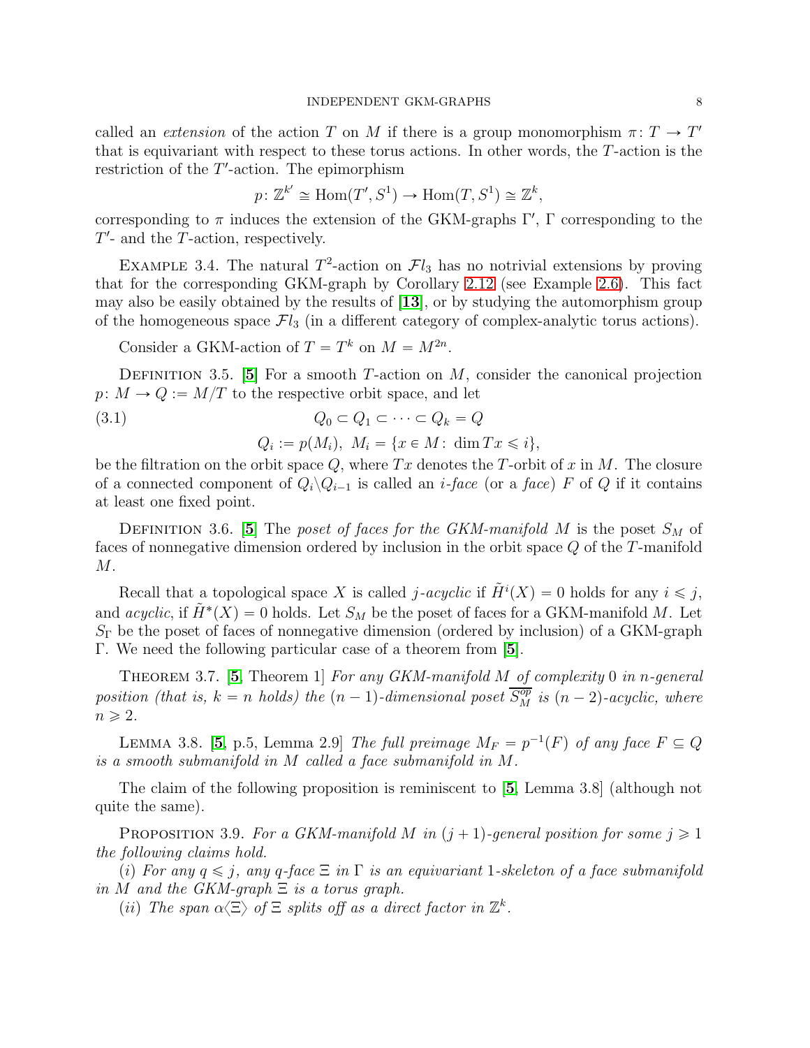called an *extension* of the action $T$ on $M$ if there is a group monomorphism $\pi\colon T \to T'$ that is equivariant with respect to these torus actions. In other words, the $T$-action is the restriction of the $T'$-action. The epimorphism

$$p\colon \mathbb{Z}^{k'} \cong \mathrm{Hom}(T', S^1) \to \mathrm{Hom}(T, S^1) \cong \mathbb{Z}^k,$$

corresponding to $\pi$ induces the extension of the GKM-graphs $\Gamma'$, $\Gamma$ corresponding to the $T'$- and the $T$-action, respectively.

Example 3.4. The natural $T^2$-action on $\mathcal{F}l_3$ has no notrivial extensions by proving that for the corresponding GKM-graph by Corollary 2.12 (see Example 2.6). This fact may also be easily obtained by the results of [**13**], or by studying the automorphism group of the homogeneous space $\mathcal{F}l_3$ (in a different category of complex-analytic torus actions).

Consider a GKM-action of $T = T^k$ on $M = M^{2n}$.

Definition 3.5. [**5**] For a smooth $T$-action on $M$, consider the canonical projection $p\colon M \to Q := M/T$ to the respective orbit space, and let

$$Q_0 \subset Q_1 \subset \cdots \subset Q_k = Q \tag{3.1}$$
$$Q_i := p(M_i),\ M_i = \{x \in M\colon \dim Tx \leqslant i\},$$

be the filtration on the orbit space $Q$, where $Tx$ denotes the $T$-orbit of $x$ in $M$. The closure of a connected component of $Q_i \backslash Q_{i-1}$ is called an *$i$-face* (or a *face*) $F$ of $Q$ if it contains at least one fixed point.

Definition 3.6. [**5**] The *poset of faces for the GKM-manifold $M$* is the poset $S_M$ of faces of nonnegative dimension ordered by inclusion in the orbit space $Q$ of the $T$-manifold $M$.

Recall that a topological space $X$ is called *$j$-acyclic* if $\tilde{H}^i(X) = 0$ holds for any $i \leqslant j$, and *acyclic*, if $\tilde{H}^*(X) = 0$ holds. Let $S_M$ be the poset of faces for a GKM-manifold $M$. Let $S_\Gamma$ be the poset of faces of nonnegative dimension (ordered by inclusion) of a GKM-graph $\Gamma$. We need the following particular case of a theorem from [**5**].

Theorem 3.7. [**5**, Theorem 1] *For any GKM-manifold $M$ of complexity $0$ in $n$-general position (that is, $k = n$ holds) the $(n-1)$-dimensional poset $\overline{S_M^{op}}$ is $(n-2)$-acyclic, where $n \geqslant 2$.*

Lemma 3.8. [**5**, p.5, Lemma 2.9] *The full preimage $M_F = p^{-1}(F)$ of any face $F \subseteq Q$ is a smooth submanifold in $M$ called a face submanifold in $M$.*

The claim of the following proposition is reminiscent to [**5**, Lemma 3.8] (although not quite the same).

Proposition 3.9. *For a GKM-manifold $M$ in $(j+1)$-general position for some $j \geqslant 1$ the following claims hold.*

(*i*) *For any $q \leqslant j$, any $q$-face $\Xi$ in $\Gamma$ is an equivariant $1$-skeleton of a face submanifold in $M$ and the GKM-graph $\Xi$ is a torus graph.*

(*ii*) *The span $\alpha\langle\Xi\rangle$ of $\Xi$ splits off as a direct factor in $\mathbb{Z}^k$.*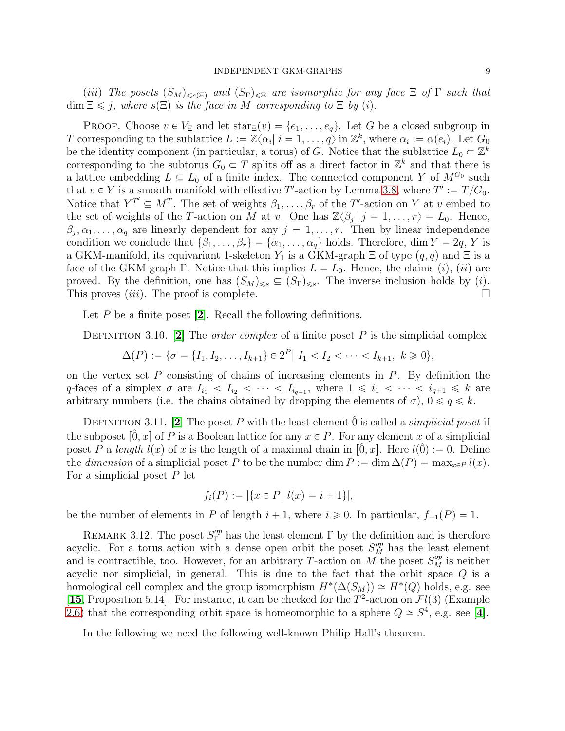*(iii) The posets $(S_M)_{\leqslant s(\Xi)}$ and $(S_\Gamma)_{\leqslant \Xi}$ are isomorphic for any face $\Xi$ of $\Gamma$ such that $\dim \Xi \leqslant j$, where $s(\Xi)$ is the face in $M$ corresponding to $\Xi$ by (i).*

Proof. Choose $v \in V_\Xi$ and let $\mathrm{star}_\Xi(v) = \{e_1, \ldots, e_q\}$. Let $G$ be a closed subgroup in $T$ corresponding to the sublattice $L := \mathbb{Z}\langle \alpha_i |\ i = 1, \ldots, q\rangle$ in $\mathbb{Z}^k$, where $\alpha_i := \alpha(e_i)$. Let $G_0$ be the identity component (in particular, a torus) of $G$. Notice that the sublattice $L_0 \subset \mathbb{Z}^k$ corresponding to the subtorus $G_0 \subset T$ splits off as a direct factor in $\mathbb{Z}^k$ and that there is a lattice embedding $L \subseteq L_0$ of a finite index. The connected component $Y$ of $M^{G_0}$ such that $v \in Y$ is a smooth manifold with effective $T'$-action by Lemma 3.8, where $T' := T/G_0$. Notice that $Y^{T'} \subseteq M^T$. The set of weights $\beta_1, \ldots, \beta_r$ of the $T'$-action on $Y$ at $v$ embed to the set of weights of the $T$-action on $M$ at $v$. One has $\mathbb{Z}\langle \beta_j |\ j = 1, \ldots, r\rangle = L_0$. Hence, $\beta_j, \alpha_1, \ldots, \alpha_q$ are linearly dependent for any $j = 1, \ldots, r$. Then by linear independence condition we conclude that $\{\beta_1, \ldots, \beta_r\} = \{\alpha_1, \ldots, \alpha_q\}$ holds. Therefore, $\dim Y = 2q$, $Y$ is a GKM-manifold, its equivariant 1-skeleton $Y_1$ is a GKM-graph $\Xi$ of type $(q, q)$ and $\Xi$ is a face of the GKM-graph $\Gamma$. Notice that this implies $L = L_0$. Hence, the claims (i), (ii) are proved. By the definition, one has $(S_M)_{\leqslant s} \subseteq (S_\Gamma)_{\leqslant s}$. The inverse inclusion holds by (i). This proves (iii). The proof is complete. □

Let $P$ be a finite poset [2]. Recall the following definitions.

Definition 3.10. [2] The *order complex* of a finite poset $P$ is the simplicial complex

$$\Delta(P) := \{\sigma = \{I_1, I_2, \ldots, I_{k+1}\} \in 2^P |\ I_1 < I_2 < \cdots < I_{k+1},\ k \geqslant 0\},$$

on the vertex set $P$ consisting of chains of increasing elements in $P$. By definition the $q$-faces of a simplex $\sigma$ are $I_{i_1} < I_{i_2} < \cdots < I_{i_{q+1}}$, where $1 \leqslant i_1 < \cdots < i_{q+1} \leqslant k$ are arbitrary numbers (i.e. the chains obtained by dropping the elements of $\sigma$), $0 \leqslant q \leqslant k$.

Definition 3.11. [2] The poset $P$ with the least element $\hat{0}$ is called a *simplicial poset* if the subposet $[\hat{0}, x]$ of $P$ is a Boolean lattice for any $x \in P$. For any element $x$ of a simplicial poset $P$ a *length* $l(x)$ of $x$ is the length of a maximal chain in $[\hat{0}, x]$. Here $l(\hat{0}) := 0$. Define the *dimension* of a simplicial poset $P$ to be the number $\dim P := \dim \Delta(P) = \max_{x \in P} l(x)$. For a simplicial poset $P$ let

$$f_i(P) := |\{x \in P |\ l(x) = i + 1\}|,$$

be the number of elements in $P$ of length $i + 1$, where $i \geqslant 0$. In particular, $f_{-1}(P) = 1$.

Remark 3.12. The poset $S_\Gamma^{op}$ has the least element $\Gamma$ by the definition and is therefore acyclic. For a torus action with a dense open orbit the poset $S_M^{op}$ has the least element and is contractible, too. However, for an arbitrary $T$-action on $M$ the poset $S_M^{op}$ is neither acyclic nor simplicial, in general. This is due to the fact that the orbit space $Q$ is a homological cell complex and the group isomorphism $H^*(\Delta(S_M)) \cong H^*(Q)$ holds, e.g. see [15, Proposition 5.14]. For instance, it can be checked for the $T^2$-action on $\mathcal{F}l(3)$ (Example 2.6) that the corresponding orbit space is homeomorphic to a sphere $Q \cong S^4$, e.g. see [4].

In the following we need the following well-known Philip Hall's theorem.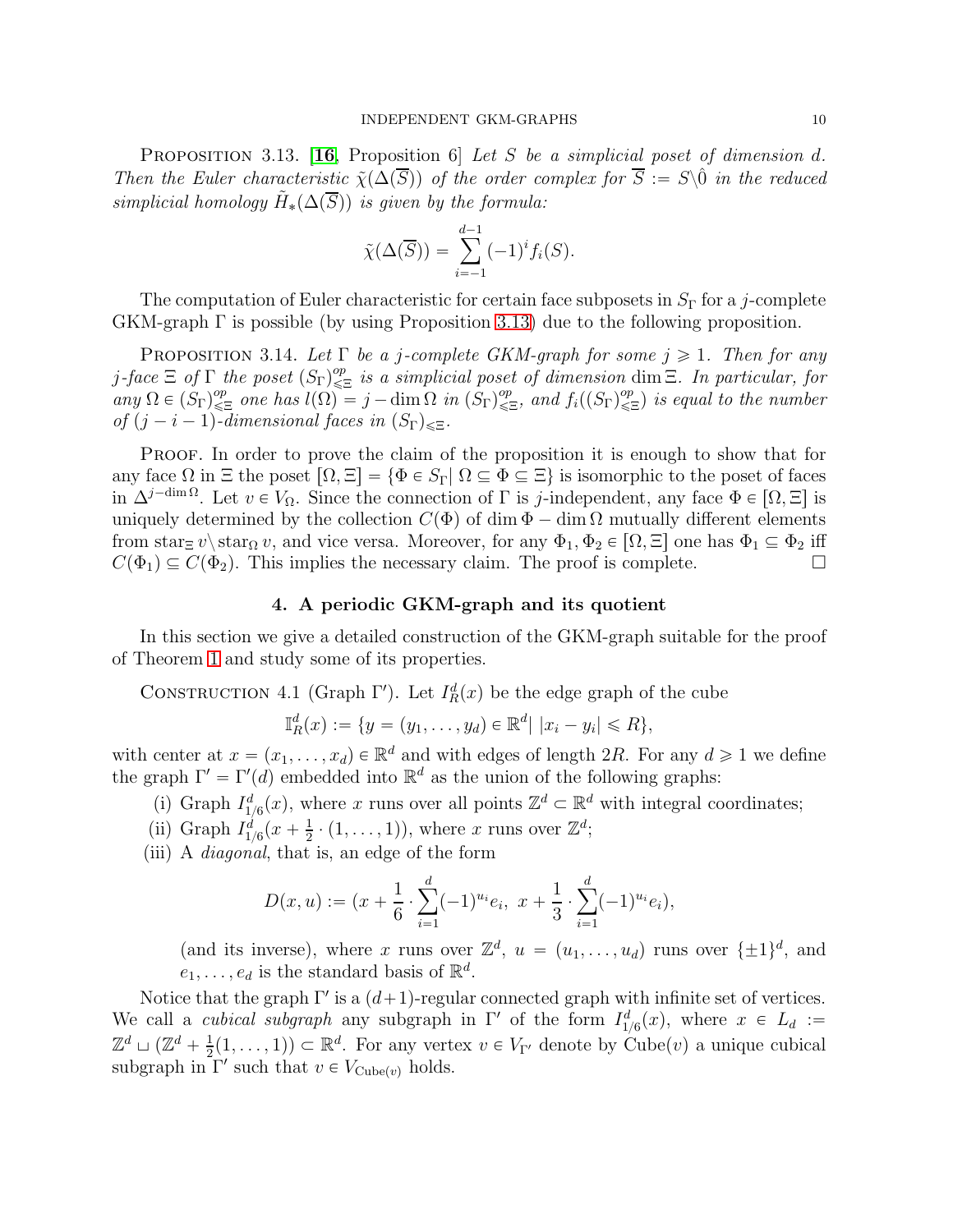Proposition 3.13. [**16**, Proposition 6] *Let $S$ be a simplicial poset of dimension $d$. Then the Euler characteristic $\tilde{\chi}(\Delta(\overline{S}))$ of the order complex for $\overline{S} := S\backslash\hat{0}$ in the reduced simplicial homology $\tilde{H}_*(\Delta(\overline{S}))$ is given by the formula:*

$$\tilde{\chi}(\Delta(\overline{S})) = \sum_{i=-1}^{d-1} (-1)^i f_i(S).$$

The computation of Euler characteristic for certain face subposets in $S_\Gamma$ for a $j$-complete GKM-graph $\Gamma$ is possible (by using Proposition 3.13) due to the following proposition.

Proposition 3.14. *Let $\Gamma$ be a $j$-complete GKM-graph for some $j \geqslant 1$. Then for any $j$-face $\Xi$ of $\Gamma$ the poset $(S_\Gamma)^{op}_{\leqslant \Xi}$ is a simplicial poset of dimension $\dim \Xi$. In particular, for any $\Omega \in (S_\Gamma)^{op}_{\leqslant \Xi}$ one has $l(\Omega) = j - \dim \Omega$ in $(S_\Gamma)^{op}_{\leqslant \Xi}$, and $f_i((S_\Gamma)^{op}_{\leqslant \Xi})$ is equal to the number of $(j-i-1)$-dimensional faces in $(S_\Gamma)_{\leqslant \Xi}$.*

Proof. In order to prove the claim of the proposition it is enough to show that for any face $\Omega$ in $\Xi$ the poset $[\Omega, \Xi] = \{\Phi \in S_\Gamma | \ \Omega \subseteq \Phi \subseteq \Xi\}$ is isomorphic to the poset of faces in $\Delta^{j-\dim \Omega}$. Let $v \in V_\Omega$. Since the connection of $\Gamma$ is $j$-independent, any face $\Phi \in [\Omega, \Xi]$ is uniquely determined by the collection $C(\Phi)$ of $\dim \Phi - \dim \Omega$ mutually different elements from $\mathrm{star}_\Xi v \backslash \mathrm{star}_\Omega v$, and vice versa. Moreover, for any $\Phi_1, \Phi_2 \in [\Omega, \Xi]$ one has $\Phi_1 \subseteq \Phi_2$ iff $C(\Phi_1) \subseteq C(\Phi_2)$. This implies the necessary claim. The proof is complete. □

## 4. A periodic GKM-graph and its quotient

In this section we give a detailed construction of the GKM-graph suitable for the proof of Theorem 1 and study some of its properties.

Construction 4.1 (Graph $\Gamma'$). Let $I^d_R(x)$ be the edge graph of the cube

$$\mathbb{I}^d_R(x) := \{y = (y_1, \ldots, y_d) \in \mathbb{R}^d | \ |x_i - y_i| \leqslant R\},$$

with center at $x = (x_1, \ldots, x_d) \in \mathbb{R}^d$ and with edges of length $2R$. For any $d \geqslant 1$ we define the graph $\Gamma' = \Gamma'(d)$ embedded into $\mathbb{R}^d$ as the union of the following graphs:

(i) Graph $I^d_{1/6}(x)$, where $x$ runs over all points $\mathbb{Z}^d \subset \mathbb{R}^d$ with integral coordinates;
(ii) Graph $I^d_{1/6}(x + \frac{1}{2} \cdot (1, \ldots, 1))$, where $x$ runs over $\mathbb{Z}^d$;
(iii) A *diagonal*, that is, an edge of the form

$$D(x, u) := (x + \frac{1}{6} \cdot \sum_{i=1}^{d} (-1)^{u_i} e_i, \ x + \frac{1}{3} \cdot \sum_{i=1}^{d} (-1)^{u_i} e_i),$$

(and its inverse), where $x$ runs over $\mathbb{Z}^d$, $u = (u_1, \ldots, u_d)$ runs over $\{\pm 1\}^d$, and $e_1, \ldots, e_d$ is the standard basis of $\mathbb{R}^d$.

Notice that the graph $\Gamma'$ is a $(d+1)$-regular connected graph with infinite set of vertices. We call a *cubical subgraph* any subgraph in $\Gamma'$ of the form $I^d_{1/6}(x)$, where $x \in L_d := \mathbb{Z}^d \sqcup (\mathbb{Z}^d + \frac{1}{2}(1, \ldots, 1)) \subset \mathbb{R}^d$. For any vertex $v \in V_{\Gamma'}$ denote by $\mathrm{Cube}(v)$ a unique cubical subgraph in $\Gamma'$ such that $v \in V_{\mathrm{Cube}(v)}$ holds.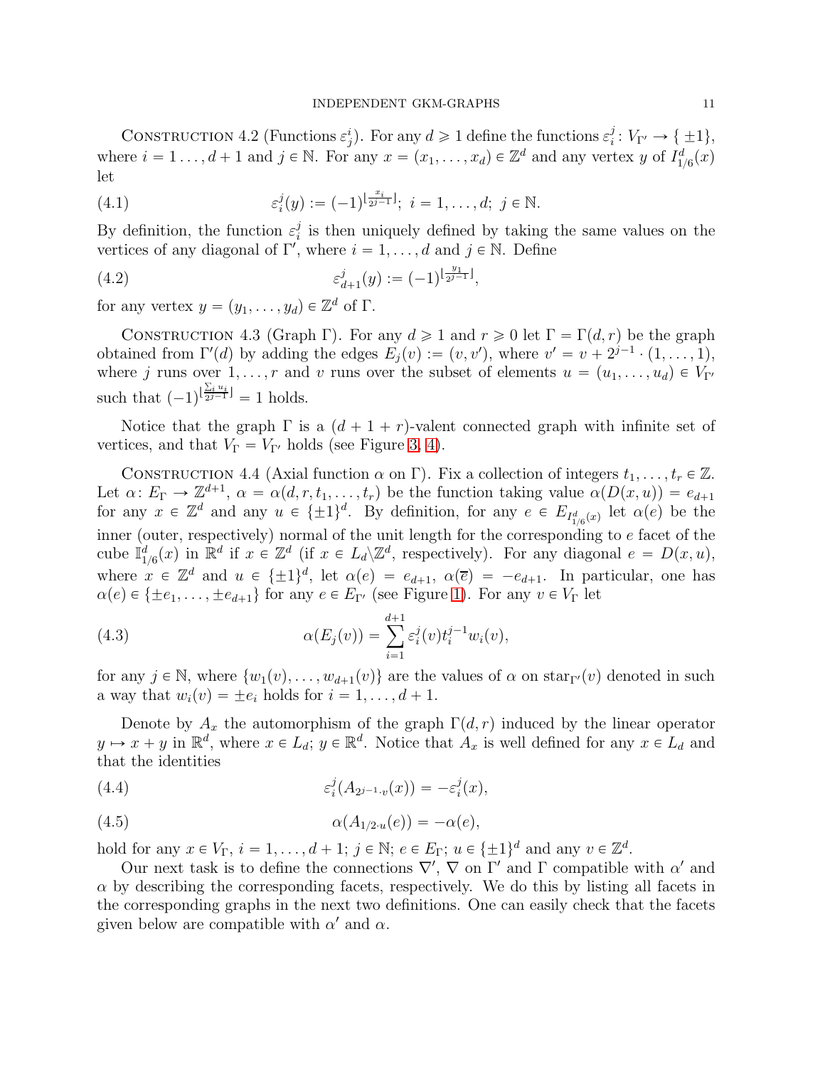Construction 4.2 (Functions $\varepsilon^i_j$). For any $d \geqslant 1$ define the functions $\varepsilon^j_i \colon V_{\Gamma'} \to \{\pm 1\}$, where $i = 1 \dots, d+1$ and $j \in \mathbb{N}$. For any $x = (x_1, \dots, x_d) \in \mathbb{Z}^d$ and any vertex $y$ of $I^d_{1/6}(x)$ let

$$\varepsilon^j_i(y) := (-1)^{\lfloor \frac{x_i}{2^{j-1}} \rfloor};\ i = 1, \dots, d;\ j \in \mathbb{N}. \tag{4.1}$$

By definition, the function $\varepsilon^j_i$ is then uniquely defined by taking the same values on the vertices of any diagonal of $\Gamma'$, where $i = 1, \dots, d$ and $j \in \mathbb{N}$. Define

$$\varepsilon^j_{d+1}(y) := (-1)^{\lfloor \frac{y_1}{2^{j-1}} \rfloor}, \tag{4.2}$$

for any vertex $y = (y_1, \dots, y_d) \in \mathbb{Z}^d$ of $\Gamma$.

Construction 4.3 (Graph $\Gamma$). For any $d \geqslant 1$ and $r \geqslant 0$ let $\Gamma = \Gamma(d, r)$ be the graph obtained from $\Gamma'(d)$ by adding the edges $E_j(v) := (v, v')$, where $v' = v + 2^{j-1} \cdot (1, \dots, 1)$, where $j$ runs over $1, \dots, r$ and $v$ runs over the subset of elements $u = (u_1, \dots, u_d) \in V_{\Gamma'}$ such that $(-1)^{\lfloor \frac{\sum_i u_i}{2^{j-1}} \rfloor} = 1$ holds.

Notice that the graph $\Gamma$ is a $(d+1+r)$-valent connected graph with infinite set of vertices, and that $V_\Gamma = V_{\Gamma'}$ holds (see Figure 3, 4).

Construction 4.4 (Axial function $\alpha$ on $\Gamma$). Fix a collection of integers $t_1, \dots, t_r \in \mathbb{Z}$. Let $\alpha \colon E_\Gamma \to \mathbb{Z}^{d+1}$, $\alpha = \alpha(d, r, t_1, \dots, t_r)$ be the function taking value $\alpha(D(x, u)) = e_{d+1}$ for any $x \in \mathbb{Z}^d$ and any $u \in \{\pm 1\}^d$. By definition, for any $e \in E_{I^d_{1/6}(x)}$ let $\alpha(e)$ be the inner (outer, respectively) normal of the unit length for the corresponding to $e$ facet of the cube $\mathbb{I}^d_{1/6}(x)$ in $\mathbb{R}^d$ if $x \in \mathbb{Z}^d$ (if $x \in L_d \backslash \mathbb{Z}^d$, respectively). For any diagonal $e = D(x, u)$, where $x \in \mathbb{Z}^d$ and $u \in \{\pm 1\}^d$, let $\alpha(e) = e_{d+1}$, $\alpha(\overline{e}) = -e_{d+1}$. In particular, one has $\alpha(e) \in \{\pm e_1, \dots, \pm e_{d+1}\}$ for any $e \in E_{\Gamma'}$ (see Figure 1). For any $v \in V_\Gamma$ let

$$\alpha(E_j(v)) = \sum_{i=1}^{d+1} \varepsilon^j_i(v) t_i^{j-1} w_i(v), \tag{4.3}$$

for any $j \in \mathbb{N}$, where $\{w_1(v), \dots, w_{d+1}(v)\}$ are the values of $\alpha$ on $\mathrm{star}_{\Gamma'}(v)$ denoted in such a way that $w_i(v) = \pm e_i$ holds for $i = 1, \dots, d+1$.

Denote by $A_x$ the automorphism of the graph $\Gamma(d, r)$ induced by the linear operator $y \mapsto x + y$ in $\mathbb{R}^d$, where $x \in L_d$; $y \in \mathbb{R}^d$. Notice that $A_x$ is well defined for any $x \in L_d$ and that the identities

$$\varepsilon^j_i(A_{2^{j-1} \cdot v}(x)) = -\varepsilon^j_i(x), \tag{4.4}$$

$$\alpha(A_{1/2 \cdot u}(e)) = -\alpha(e), \tag{4.5}$$

hold for any $x \in V_\Gamma$, $i = 1, \dots, d+1$; $j \in \mathbb{N}$; $e \in E_\Gamma$; $u \in \{\pm 1\}^d$ and any $v \in \mathbb{Z}^d$.

Our next task is to define the connections $\nabla'$, $\nabla$ on $\Gamma'$ and $\Gamma$ compatible with $\alpha'$ and $\alpha$ by describing the corresponding facets, respectively. We do this by listing all facets in the corresponding graphs in the next two definitions. One can easily check that the facets given below are compatible with $\alpha'$ and $\alpha$.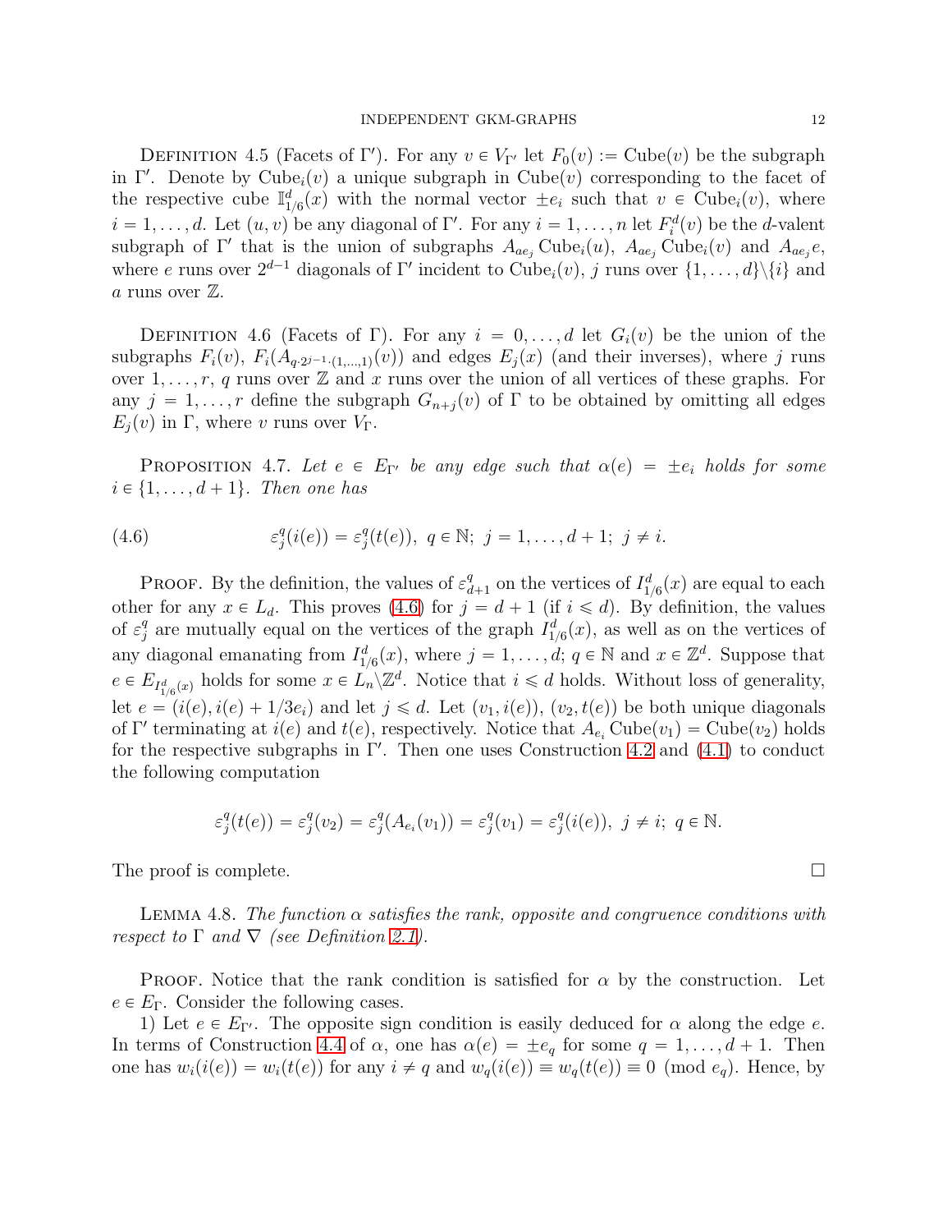Definition 4.5 (Facets of $\Gamma'$). For any $v \in V_{\Gamma'}$ let $F_0(v) := \mathrm{Cube}(v)$ be the subgraph in $\Gamma'$. Denote by $\mathrm{Cube}_i(v)$ a unique subgraph in $\mathrm{Cube}(v)$ corresponding to the facet of the respective cube $\mathbb{I}^d_{1/6}(x)$ with the normal vector $\pm e_i$ such that $v \in \mathrm{Cube}_i(v)$, where $i = 1, \ldots, d$. Let $(u, v)$ be any diagonal of $\Gamma'$. For any $i = 1, \ldots, n$ let $F^d_i(v)$ be the $d$-valent subgraph of $\Gamma'$ that is the union of subgraphs $A_{ae_j} \mathrm{Cube}_i(u)$, $A_{ae_j} \mathrm{Cube}_i(v)$ and $A_{ae_j} e$, where $e$ runs over $2^{d-1}$ diagonals of $\Gamma'$ incident to $\mathrm{Cube}_i(v)$, $j$ runs over $\{1, \ldots, d\} \backslash \{i\}$ and $a$ runs over $\mathbb{Z}$.

Definition 4.6 (Facets of $\Gamma$). For any $i = 0, \ldots, d$ let $G_i(v)$ be the union of the subgraphs $F_i(v)$, $F_i(A_{q \cdot 2^{j-1} \cdot (1, \ldots, 1)}(v))$ and edges $E_j(x)$ (and their inverses), where $j$ runs over $1, \ldots, r$, $q$ runs over $\mathbb{Z}$ and $x$ runs over the union of all vertices of these graphs. For any $j = 1, \ldots, r$ define the subgraph $G_{n+j}(v)$ of $\Gamma$ to be obtained by omitting all edges $E_j(v)$ in $\Gamma$, where $v$ runs over $V_\Gamma$.

Proposition 4.7. *Let $e \in E_{\Gamma'}$ be any edge such that $\alpha(e) = \pm e_i$ holds for some $i \in \{1, \ldots, d+1\}$. Then one has*

$$\varepsilon^q_j(i(e)) = \varepsilon^q_j(t(e)),\ q \in \mathbb{N};\ j = 1, \ldots, d+1;\ j \neq i. \tag{4.6}$$

Proof. By the definition, the values of $\varepsilon^q_{d+1}$ on the vertices of $I^d_{1/6}(x)$ are equal to each other for any $x \in L_d$. This proves (4.6) for $j = d+1$ (if $i \leqslant d$). By definition, the values of $\varepsilon^q_j$ are mutually equal on the vertices of the graph $I^d_{1/6}(x)$, as well as on the vertices of any diagonal emanating from $I^d_{1/6}(x)$, where $j = 1, \ldots, d$; $q \in \mathbb{N}$ and $x \in \mathbb{Z}^d$. Suppose that $e \in E_{I^d_{1/6}(x)}$ holds for some $x \in L_n \backslash \mathbb{Z}^d$. Notice that $i \leqslant d$ holds. Without loss of generality, let $e = (i(e), i(e) + 1/3 e_i)$ and let $j \leqslant d$. Let $(v_1, i(e))$, $(v_2, t(e))$ be both unique diagonals of $\Gamma'$ terminating at $i(e)$ and $t(e)$, respectively. Notice that $A_{e_i} \mathrm{Cube}(v_1) = \mathrm{Cube}(v_2)$ holds for the respective subgraphs in $\Gamma'$. Then one uses Construction 4.2 and (4.1) to conduct the following computation

$$\varepsilon^q_j(t(e)) = \varepsilon^q_j(v_2) = \varepsilon^q_j(A_{e_i}(v_1)) = \varepsilon^q_j(v_1) = \varepsilon^q_j(i(e)),\ j \neq i;\ q \in \mathbb{N}.$$

The proof is complete. $\square$

Lemma 4.8. *The function $\alpha$ satisfies the rank, opposite and congruence conditions with respect to $\Gamma$ and $\nabla$ (see Definition 2.1).*

Proof. Notice that the rank condition is satisfied for $\alpha$ by the construction. Let $e \in E_\Gamma$. Consider the following cases.

1) Let $e \in E_{\Gamma'}$. The opposite sign condition is easily deduced for $\alpha$ along the edge $e$. In terms of Construction 4.4 of $\alpha$, one has $\alpha(e) = \pm e_q$ for some $q = 1, \ldots, d+1$. Then one has $w_i(i(e)) = w_i(t(e))$ for any $i \neq q$ and $w_q(i(e)) \equiv w_q(t(e)) \equiv 0 \pmod{e_q}$. Hence, by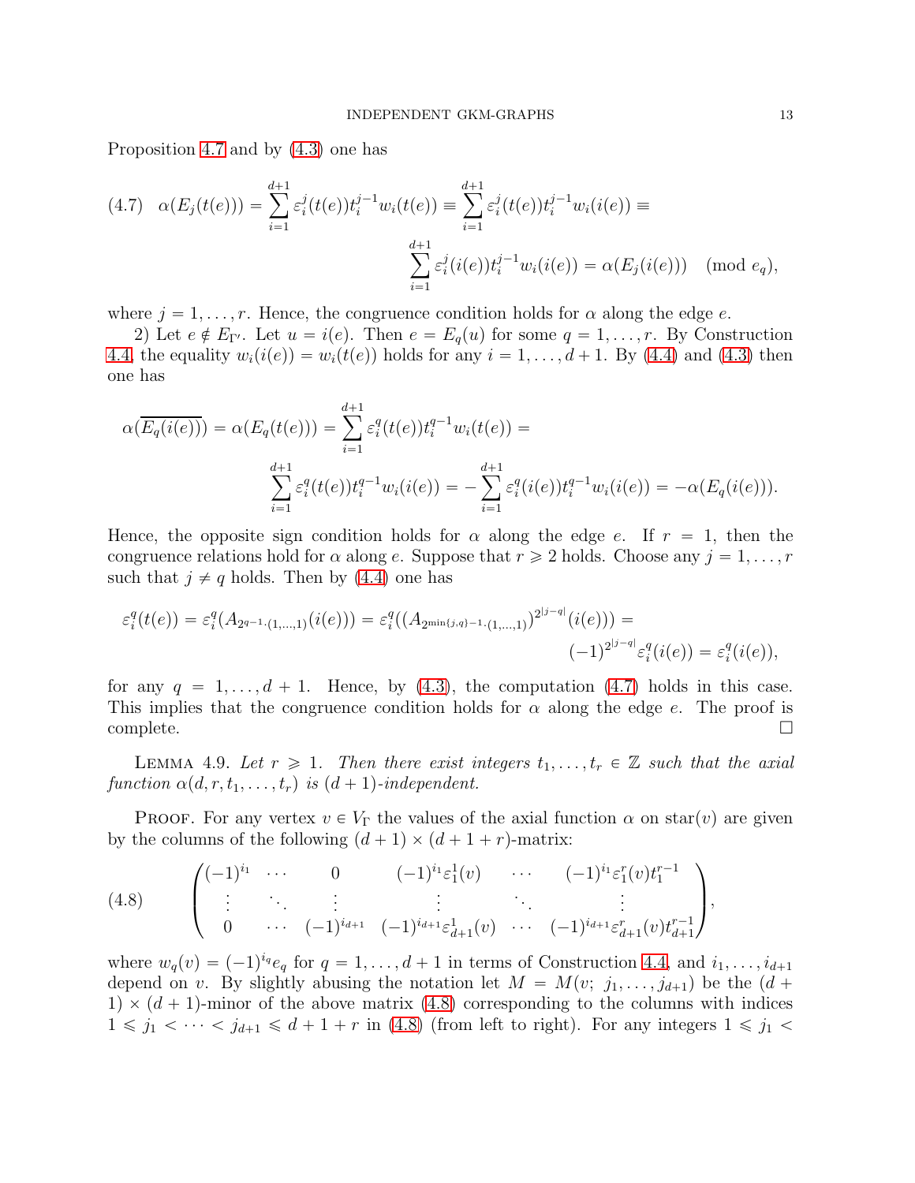Proposition 4.7 and by (4.3) one has

$$(4.7)\quad \alpha(E_j(t(e))) = \sum_{i=1}^{d+1} \varepsilon_i^j(t(e)) t_i^{j-1} w_i(t(e)) \equiv \sum_{i=1}^{d+1} \varepsilon_i^j(t(e)) t_i^{j-1} w_i(i(e)) \equiv \sum_{i=1}^{d+1} \varepsilon_i^j(i(e)) t_i^{j-1} w_i(i(e)) = \alpha(E_j(i(e))) \pmod{e_q},$$

where $j = 1, \ldots, r$. Hence, the congruence condition holds for $\alpha$ along the edge $e$.

2) Let $e \notin E_{\Gamma'}$. Let $u = i(e)$. Then $e = E_q(u)$ for some $q = 1, \ldots, r$. By Construction 4.4, the equality $w_i(i(e)) = w_i(t(e))$ holds for any $i = 1, \ldots, d+1$. By (4.4) and (4.3) then one has

$$\alpha(\overline{E_q(i(e))}) = \alpha(E_q(t(e))) = \sum_{i=1}^{d+1} \varepsilon_i^q(t(e)) t_i^{q-1} w_i(t(e)) = \sum_{i=1}^{d+1} \varepsilon_i^q(t(e)) t_i^{q-1} w_i(i(e)) = -\sum_{i=1}^{d+1} \varepsilon_i^q(i(e)) t_i^{q-1} w_i(i(e)) = -\alpha(E_q(i(e))).$$

Hence, the opposite sign condition holds for $\alpha$ along the edge $e$. If $r = 1$, then the congruence relations hold for $\alpha$ along $e$. Suppose that $r \geqslant 2$ holds. Choose any $j = 1, \ldots, r$ such that $j \neq q$ holds. Then by (4.4) one has

$$\varepsilon_i^q(t(e)) = \varepsilon_i^q(A_{2^{q-1}\cdot(1,\ldots,1)}(i(e))) = \varepsilon_i^q((A_{2^{\min\{j,q\}-1}\cdot(1,\ldots,1)})^{2^{|j-q|}}(i(e))) = (-1)^{2^{|j-q|}} \varepsilon_i^q(i(e)) = \varepsilon_i^q(i(e)),$$

for any $q = 1, \ldots, d+1$. Hence, by (4.3), the computation (4.7) holds in this case. This implies that the congruence condition holds for $\alpha$ along the edge $e$. The proof is complete. $\square$

Lemma 4.9. *Let $r \geqslant 1$. Then there exist integers $t_1, \ldots, t_r \in \mathbb{Z}$ such that the axial function $\alpha(d, r, t_1, \ldots, t_r)$ is $(d+1)$-independent.*

Proof. For any vertex $v \in V_\Gamma$ the values of the axial function $\alpha$ on $\mathrm{star}(v)$ are given by the columns of the following $(d+1) \times (d+1+r)$-matrix:

$$(4.8)\quad \begin{pmatrix} (-1)^{i_1} & \cdots & 0 & (-1)^{i_1}\varepsilon_1^1(v) & \cdots & (-1)^{i_1}\varepsilon_1^r(v) t_1^{r-1} \\ \vdots & \ddots & \vdots & \vdots & \ddots & \vdots \\ 0 & \cdots & (-1)^{i_{d+1}} & (-1)^{i_{d+1}}\varepsilon_{d+1}^1(v) & \cdots & (-1)^{i_{d+1}}\varepsilon_{d+1}^r(v) t_{d+1}^{r-1} \end{pmatrix},$$

where $w_q(v) = (-1)^{i_q} e_q$ for $q = 1, \ldots, d+1$ in terms of Construction 4.4, and $i_1, \ldots, i_{d+1}$ depend on $v$. By slightly abusing the notation let $M = M(v;\ j_1, \ldots, j_{d+1})$ be the $(d+1) \times (d+1)$-minor of the above matrix (4.8) corresponding to the columns with indices $1 \leqslant j_1 < \cdots < j_{d+1} \leqslant d+1+r$ in (4.8) (from left to right). For any integers $1 \leqslant j_1 <$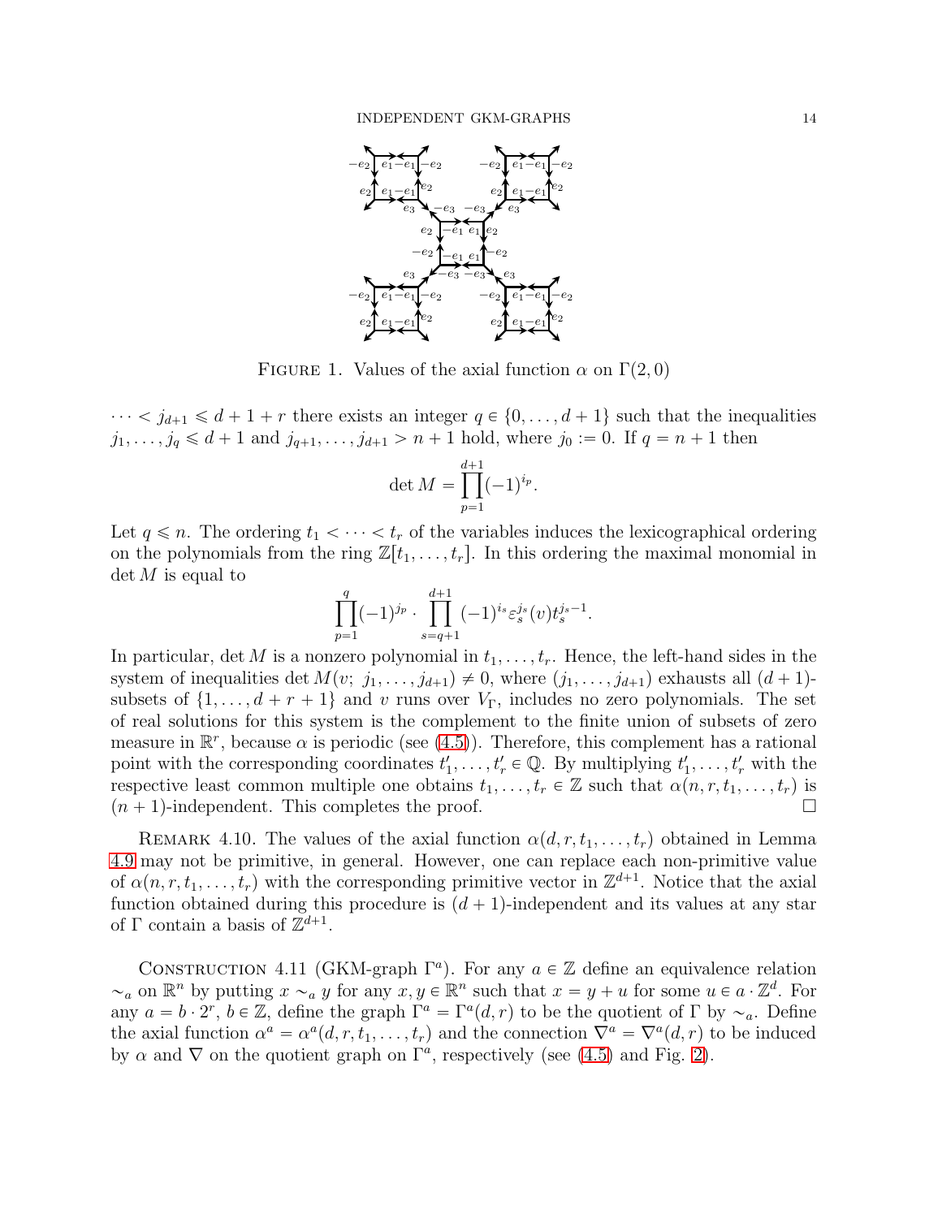FIGURE 1. Values of the axial function $\alpha$ on $\Gamma(2,0)$

$\dots < j_{d+1} \leqslant d+1+r$ there exists an integer $q \in \{0,\dots,d+1\}$ such that the inequalities $j_1,\dots,j_q \leqslant d+1$ and $j_{q+1},\dots,j_{d+1} > n+1$ hold, where $j_0 := 0$. If $q = n+1$ then

$$\det M = \prod_{p=1}^{d+1} (-1)^{i_p}.$$

Let $q \leqslant n$. The ordering $t_1 < \dots < t_r$ of the variables induces the lexicographical ordering on the polynomials from the ring $\mathbb{Z}[t_1,\dots,t_r]$. In this ordering the maximal monomial in $\det M$ is equal to

$$\prod_{p=1}^{q} (-1)^{j_p} \cdot \prod_{s=q+1}^{d+1} (-1)^{i_s} \varepsilon_s^{j_s}(v) t_s^{j_s-1}.$$

In particular, $\det M$ is a nonzero polynomial in $t_1,\dots,t_r$. Hence, the left-hand sides in the system of inequalities $\det M(v;\ j_1,\dots,j_{d+1}) \neq 0$, where $(j_1,\dots,j_{d+1})$ exhausts all $(d+1)$-subsets of $\{1,\dots,d+r+1\}$ and $v$ runs over $V_\Gamma$, includes no zero polynomials. The set of real solutions for this system is the complement to the finite union of subsets of zero measure in $\mathbb{R}^r$, because $\alpha$ is periodic (see (4.5)). Therefore, this complement has a rational point with the corresponding coordinates $t_1',\dots,t_r' \in \mathbb{Q}$. By multiplying $t_1',\dots,t_r'$ with the respective least common multiple one obtains $t_1,\dots,t_r \in \mathbb{Z}$ such that $\alpha(n,r,t_1,\dots,t_r)$ is $(n+1)$-independent. This completes the proof. $\square$

REMARK 4.10. The values of the axial function $\alpha(d,r,t_1,\dots,t_r)$ obtained in Lemma 4.9 may not be primitive, in general. However, one can replace each non-primitive value of $\alpha(n,r,t_1,\dots,t_r)$ with the corresponding primitive vector in $\mathbb{Z}^{d+1}$. Notice that the axial function obtained during this procedure is $(d+1)$-independent and its values at any star of $\Gamma$ contain a basis of $\mathbb{Z}^{d+1}$.

CONSTRUCTION 4.11 (GKM-graph $\Gamma^a$). For any $a \in \mathbb{Z}$ define an equivalence relation $\sim_a$ on $\mathbb{R}^n$ by putting $x \sim_a y$ for any $x, y \in \mathbb{R}^n$ such that $x = y + u$ for some $u \in a \cdot \mathbb{Z}^d$. For any $a = b \cdot 2^r$, $b \in \mathbb{Z}$, define the graph $\Gamma^a = \Gamma^a(d,r)$ to be the quotient of $\Gamma$ by $\sim_a$. Define the axial function $\alpha^a = \alpha^a(d,r,t_1,\dots,t_r)$ and the connection $\nabla^a = \nabla^a(d,r)$ to be induced by $\alpha$ and $\nabla$ on the quotient graph on $\Gamma^a$, respectively (see (4.5) and Fig. 2).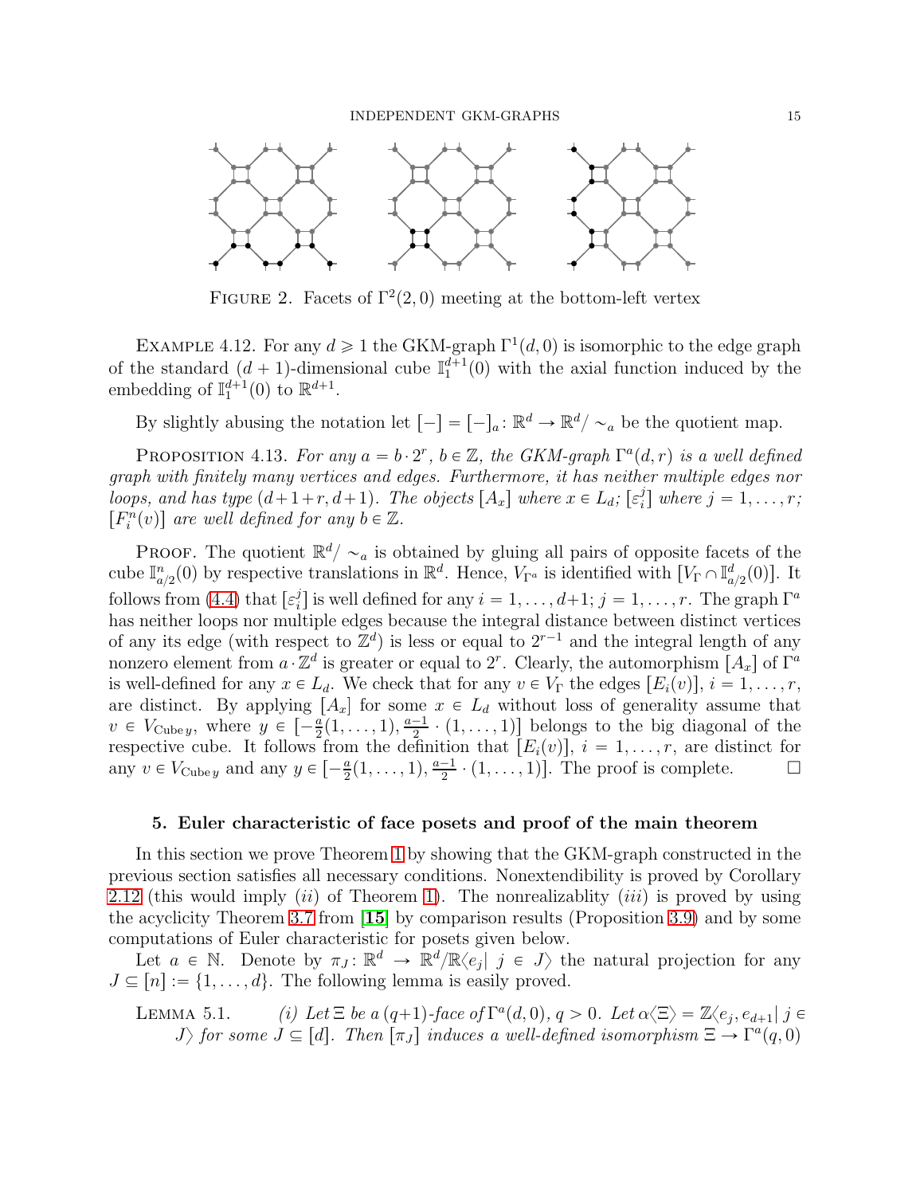FIGURE 2. Facets of $\Gamma^2(2,0)$ meeting at the bottom-left vertex

EXAMPLE 4.12. For any $d \geqslant 1$ the GKM-graph $\Gamma^1(d,0)$ is isomorphic to the edge graph of the standard $(d+1)$-dimensional cube $\mathbb{I}_1^{d+1}(0)$ with the axial function induced by the embedding of $\mathbb{I}_1^{d+1}(0)$ to $\mathbb{R}^{d+1}$.

By slightly abusing the notation let $[-] = [-]_a \colon \mathbb{R}^d \to \mathbb{R}^d/\sim_a$ be the quotient map.

PROPOSITION 4.13. *For any $a = b \cdot 2^r$, $b \in \mathbb{Z}$, the GKM-graph $\Gamma^a(d,r)$ is a well defined graph with finitely many vertices and edges. Furthermore, it has neither multiple edges nor loops, and has type $(d+1+r, d+1)$. The objects $[A_x]$ where $x \in L_d$; $[\varepsilon_i^j]$ where $j = 1,\dots,r$; $[F_i^n(v)]$ are well defined for any $b \in \mathbb{Z}$.*

PROOF. The quotient $\mathbb{R}^d/\sim_a$ is obtained by gluing all pairs of opposite facets of the cube $\mathbb{I}_{a/2}^n(0)$ by respective translations in $\mathbb{R}^d$. Hence, $V_{\Gamma^a}$ is identified with $[V_\Gamma \cap \mathbb{I}_{a/2}^d(0)]$. It follows from (4.4) that $[\varepsilon_i^j]$ is well defined for any $i = 1,\dots,d+1$; $j = 1,\dots,r$. The graph $\Gamma^a$ has neither loops nor multiple edges because the integral distance between distinct vertices of any its edge (with respect to $\mathbb{Z}^d$) is less or equal to $2^{r-1}$ and the integral length of any nonzero element from $a \cdot \mathbb{Z}^d$ is greater or equal to $2^r$. Clearly, the automorphism $[A_x]$ of $\Gamma^a$ is well-defined for any $x \in L_d$. We check that for any $v \in V_\Gamma$ the edges $[E_i(v)]$, $i = 1,\dots,r$, are distinct. By applying $[A_x]$ for some $x \in L_d$ without loss of generality assume that $v \in V_{\mathrm{Cube}\, y}$, where $y \in [-\frac{a}{2}(1,\dots,1), \frac{a-1}{2} \cdot (1,\dots,1)]$ belongs to the big diagonal of the respective cube. It follows from the definition that $[E_i(v)]$, $i = 1,\dots,r$, are distinct for any $v \in V_{\mathrm{Cube}\, y}$ and any $y \in [-\frac{a}{2}(1,\dots,1), \frac{a-1}{2} \cdot (1,\dots,1)]$. The proof is complete. $\square$

## 5. Euler characteristic of face posets and proof of the main theorem

In this section we prove Theorem 1 by showing that the GKM-graph constructed in the previous section satisfies all necessary conditions. Nonextendibility is proved by Corollary 2.12 (this would imply $(ii)$ of Theorem 1). The nonrealizablity $(iii)$ is proved by using the acyclicity Theorem 3.7 from [15] by comparison results (Proposition 3.9) and by some computations of Euler characteristic for posets given below.

Let $a \in \mathbb{N}$. Denote by $\pi_J \colon \mathbb{R}^d \to \mathbb{R}^d/\mathbb{R}\langle e_j |\ j \in J\rangle$ the natural projection for any $J \subseteq [n] := \{1,\dots,d\}$. The following lemma is easily proved.

LEMMA 5.1. *(i) Let $\Xi$ be a $(q+1)$-face of $\Gamma^a(d,0)$, $q > 0$. Let $\alpha\langle\Xi\rangle = \mathbb{Z}\langle e_j, e_{d+1} |\ j \in J\rangle$ for some $J \subseteq [d]$. Then $[\pi_J]$ induces a well-defined isomorphism $\Xi \to \Gamma^a(q,0)$*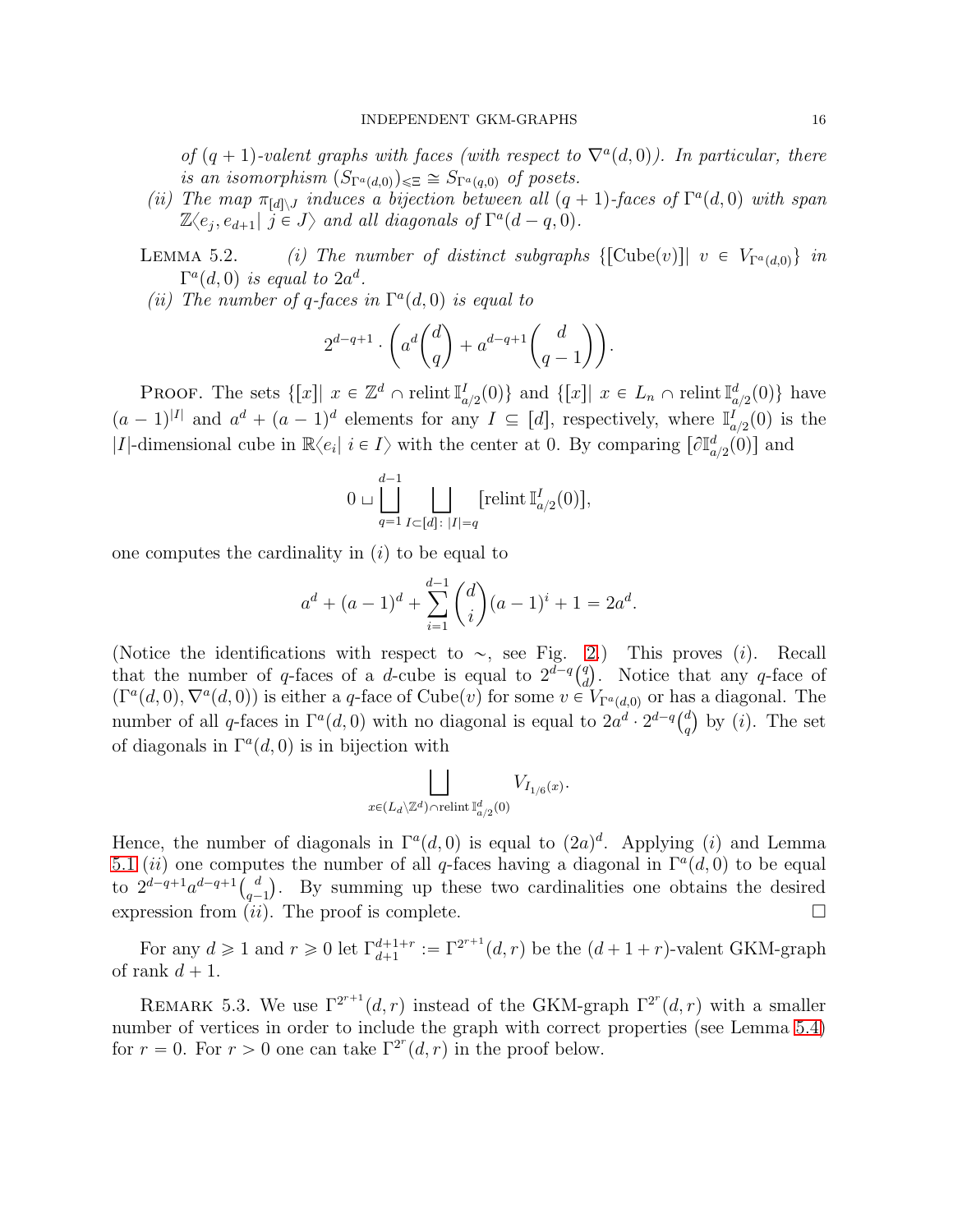*of $(q+1)$-valent graphs with faces (with respect to $\nabla^a(d,0)$). In particular, there is an isomorphism $(S_{\Gamma^a(d,0)})_{\leqslant \Xi} \cong S_{\Gamma^a(q,0)}$ of posets.*

*(ii) The map $\pi_{[d]\setminus J}$ induces a bijection between all $(q+1)$-faces of $\Gamma^a(d,0)$ with span $\mathbb{Z}\langle e_j, e_{d+1} |\ j \in J\rangle$ and all diagonals of $\Gamma^a(d-q,0)$.*

Lemma 5.2. *(i) The number of distinct subgraphs $\{[\mathrm{Cube}(v)] |\ v \in V_{\Gamma^a(d,0)}\}$ in $\Gamma^a(d,0)$ is equal to $2a^d$.*

*(ii) The number of $q$-faces in $\Gamma^a(d,0)$ is equal to*

$$2^{d-q+1} \cdot \left( a^d \binom{d}{q} + a^{d-q+1} \binom{d}{q-1} \right).$$

Proof. The sets $\{[x] |\ x \in \mathbb{Z}^d \cap \operatorname{relint} \mathbb{I}^I_{a/2}(0)\}$ and $\{[x] |\ x \in L_n \cap \operatorname{relint} \mathbb{I}^d_{a/2}(0)\}$ have $(a-1)^{|I|}$ and $a^d + (a-1)^d$ elements for any $I \subseteq [d]$, respectively, where $\mathbb{I}^I_{a/2}(0)$ is the $|I|$-dimensional cube in $\mathbb{R}\langle e_i |\ i \in I\rangle$ with the center at 0. By comparing $[\partial \mathbb{I}^d_{a/2}(0)]$ and

$$0 \sqcup \bigsqcup_{q=1}^{d-1} \bigsqcup_{I \subset [d]:\ |I|=q} [\operatorname{relint} \mathbb{I}^I_{a/2}(0)],$$

one computes the cardinality in $(i)$ to be equal to

$$a^d + (a-1)^d + \sum_{i=1}^{d-1} \binom{d}{i} (a-1)^i + 1 = 2a^d.$$

(Notice the identifications with respect to $\sim$, see Fig. 2.) This proves $(i)$. Recall that the number of $q$-faces of a $d$-cube is equal to $2^{d-q}\binom{q}{d}$. Notice that any $q$-face of $(\Gamma^a(d,0), \nabla^a(d,0))$ is either a $q$-face of $\mathrm{Cube}(v)$ for some $v \in V_{\Gamma^a(d,0)}$ or has a diagonal. The number of all $q$-faces in $\Gamma^a(d,0)$ with no diagonal is equal to $2a^d \cdot 2^{d-q}\binom{d}{q}$ by $(i)$. The set of diagonals in $\Gamma^a(d,0)$ is in bijection with

$$\bigsqcup_{x \in (L_d \setminus \mathbb{Z}^d) \cap \operatorname{relint} \mathbb{I}^d_{a/2}(0)} V_{I_{1/6}(x)}.$$

Hence, the number of diagonals in $\Gamma^a(d,0)$ is equal to $(2a)^d$. Applying $(i)$ and Lemma 5.1 $(ii)$ one computes the number of all $q$-faces having a diagonal in $\Gamma^a(d,0)$ to be equal to $2^{d-q+1}a^{d-q+1}\binom{d}{q-1}$. By summing up these two cardinalities one obtains the desired expression from $(ii)$. The proof is complete. $\square$

For any $d \geqslant 1$ and $r \geqslant 0$ let $\Gamma^{d+1+r}_{d+1} := \Gamma^{2^{r+1}}(d,r)$ be the $(d+1+r)$-valent GKM-graph of rank $d+1$.

Remark 5.3. We use $\Gamma^{2^{r+1}}(d,r)$ instead of the GKM-graph $\Gamma^{2^r}(d,r)$ with a smaller number of vertices in order to include the graph with correct properties (see Lemma 5.4) for $r = 0$. For $r > 0$ one can take $\Gamma^{2^r}(d,r)$ in the proof below.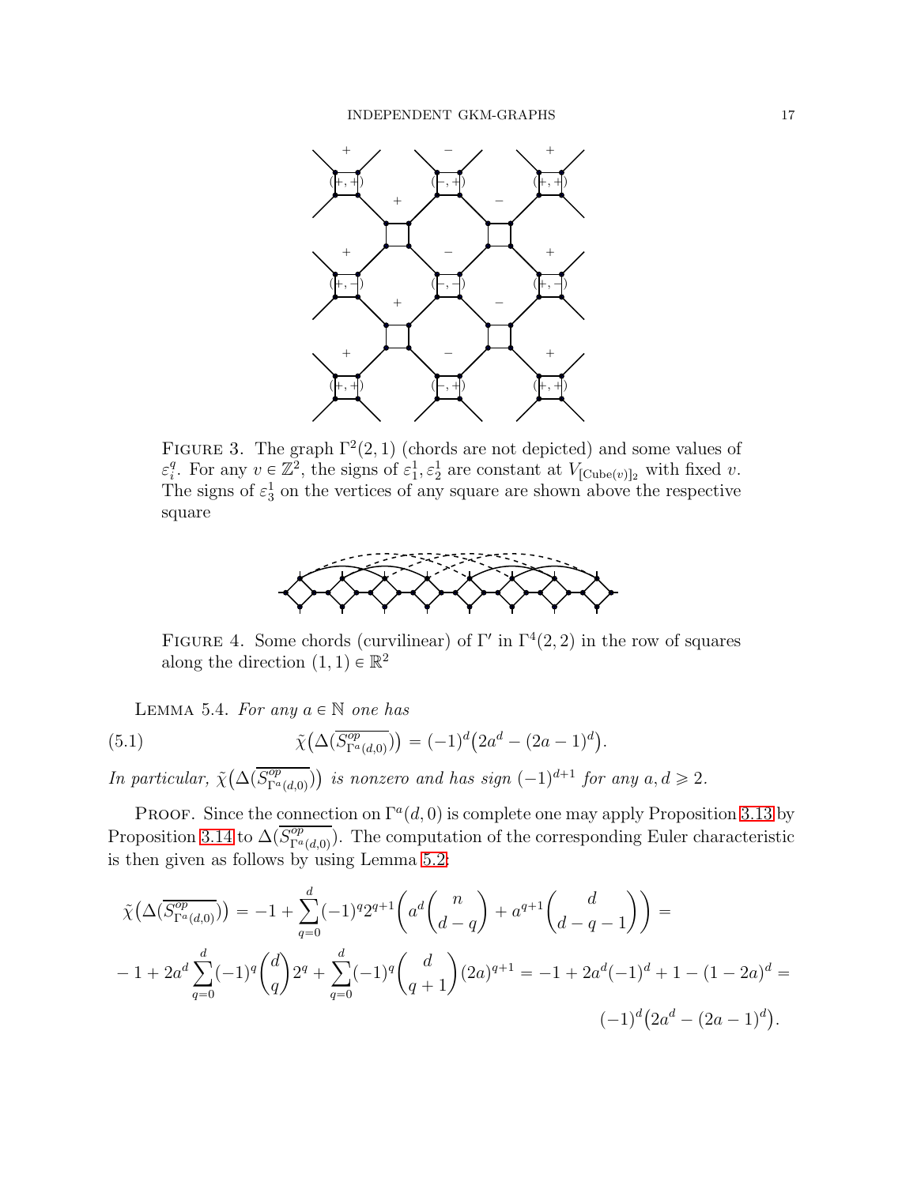FIGURE 3. The graph $\Gamma^2(2,1)$ (chords are not depicted) and some values of $\varepsilon_i^q$. For any $v \in \mathbb{Z}^2$, the signs of $\varepsilon_1^1, \varepsilon_2^1$ are constant at $V_{[\mathrm{Cube}(v)]_2}$ with fixed $v$. The signs of $\varepsilon_3^1$ on the vertices of any square are shown above the respective square

FIGURE 4. Some chords (curvilinear) of $\Gamma'$ in $\Gamma^4(2,2)$ in the row of squares along the direction $(1,1) \in \mathbb{R}^2$

LEMMA 5.4. *For any $a \in \mathbb{N}$ one has*

$$\tilde{\chi}\big(\Delta(\overline{S^{op}_{\Gamma^a(d,0)}})\big) = (-1)^d\big(2a^d - (2a-1)^d\big). \tag{5.1}$$

*In particular, $\tilde{\chi}\big(\Delta(\overline{S^{op}_{\Gamma^a(d,0)}})\big)$ is nonzero and has sign $(-1)^{d+1}$ for any $a, d \geqslant 2$.*

PROOF. Since the connection on $\Gamma^a(d,0)$ is complete one may apply Proposition 3.13 by Proposition 3.14 to $\Delta(\overline{S^{op}_{\Gamma^a(d,0)}})$. The computation of the corresponding Euler characteristic is then given as follows by using Lemma 5.2:

$$\tilde{\chi}\big(\Delta(\overline{S^{op}_{\Gamma^a(d,0)}})\big) = -1 + \sum_{q=0}^{d}(-1)^q 2^{q+1}\left(a^d\binom{n}{d-q} + a^{q+1}\binom{d}{d-q-1}\right) =$$

$$-1 + 2a^d\sum_{q=0}^{d}(-1)^q\binom{d}{q}2^q + \sum_{q=0}^{d}(-1)^q\binom{d}{q+1}(2a)^{q+1} = -1 + 2a^d(-1)^d + 1 - (1-2a)^d =$$

$$(-1)^d\big(2a^d - (2a-1)^d\big).$$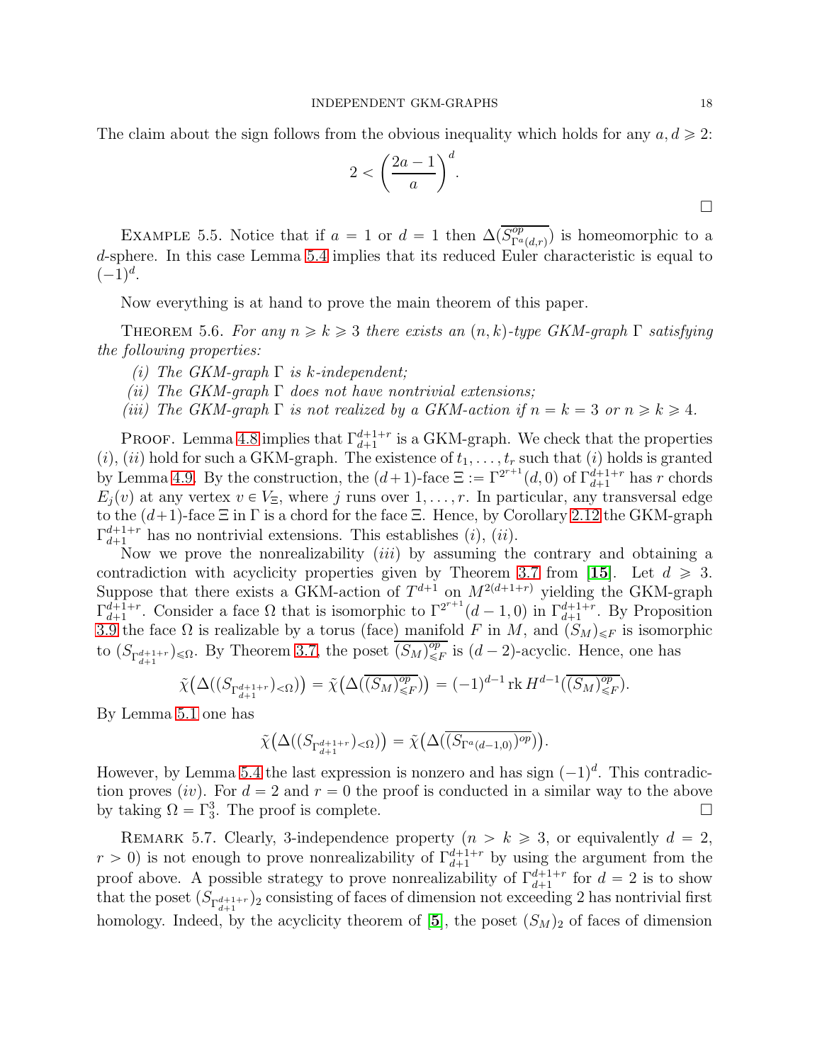The claim about the sign follows from the obvious inequality which holds for any $a, d \geqslant 2$:

$$2 < \left(\frac{2a-1}{a}\right)^d.$$

$\square$

Example 5.5. Notice that if $a = 1$ or $d = 1$ then $\Delta(\overline{S^{op}_{\Gamma^a(d,r)}})$ is homeomorphic to a $d$-sphere. In this case Lemma 5.4 implies that its reduced Euler characteristic is equal to $(-1)^d$.

Now everything is at hand to prove the main theorem of this paper.

Theorem 5.6. *For any $n \geqslant k \geqslant 3$ there exists an $(n,k)$-type GKM-graph $\Gamma$ satisfying the following properties:*

*(i) The GKM-graph $\Gamma$ is $k$-independent;*

*(ii) The GKM-graph $\Gamma$ does not have nontrivial extensions;*

*(iii) The GKM-graph $\Gamma$ is not realized by a GKM-action if $n = k = 3$ or $n \geqslant k \geqslant 4$.*

Proof. Lemma 4.8 implies that $\Gamma^{d+1+r}_{d+1}$ is a GKM-graph. We check that the properties $(i)$, $(ii)$ hold for such a GKM-graph. The existence of $t_1, \ldots, t_r$ such that $(i)$ holds is granted by Lemma 4.9. By the construction, the $(d+1)$-face $\Xi := \Gamma^{2^{r+1}}(d,0)$ of $\Gamma^{d+1+r}_{d+1}$ has $r$ chords $E_j(v)$ at any vertex $v \in V_\Xi$, where $j$ runs over $1, \ldots, r$. In particular, any transversal edge to the $(d+1)$-face $\Xi$ in $\Gamma$ is a chord for the face $\Xi$. Hence, by Corollary 2.12 the GKM-graph $\Gamma^{d+1+r}_{d+1}$ has no nontrivial extensions. This establishes $(i)$, $(ii)$.

Now we prove the nonrealizability $(iii)$ by assuming the contrary and obtaining a contradiction with acyclicity properties given by Theorem 3.7 from [15]. Let $d \geqslant 3$. Suppose that there exists a GKM-action of $T^{d+1}$ on $M^{2(d+1+r)}$ yielding the GKM-graph $\Gamma^{d+1+r}_{d+1}$. Consider a face $\Omega$ that is isomorphic to $\Gamma^{2^{r+1}}(d-1,0)$ in $\Gamma^{d+1+r}_{d+1}$. By Proposition 3.9 the face $\Omega$ is realizable by a torus (face) manifold $F$ in $M$, and $(S_M)_{\leqslant F}$ is isomorphic to $(S_{\Gamma^{d+1+r}_{d+1}})_{\leqslant \Omega}$. By Theorem 3.7, the poset $\overline{(S_M)^{op}_{\leqslant F}}$ is $(d-2)$-acyclic. Hence, one has

$$\tilde{\chi}\big(\Delta((S_{\Gamma^{d+1+r}_{d+1}})_{<\Omega})\big) = \tilde{\chi}\big(\Delta(\overline{(S_M)^{op}_{\leqslant F}})\big) = (-1)^{d-1}\operatorname{rk} H^{d-1}(\overline{(S_M)^{op}_{\leqslant F}}).$$

By Lemma 5.1 one has

$$\tilde{\chi}\big(\Delta((S_{\Gamma^{d+1+r}_{d+1}})_{<\Omega})\big) = \tilde{\chi}\big(\Delta(\overline{(S_{\Gamma^a(d-1,0)})^{op}})\big).$$

However, by Lemma 5.4 the last expression is nonzero and has sign $(-1)^d$. This contradiction proves $(iv)$. For $d = 2$ and $r = 0$ the proof is conducted in a similar way to the above by taking $\Omega = \Gamma^3_3$. The proof is complete. $\square$

Remark 5.7. Clearly, 3-independence property ($n > k \geqslant 3$, or equivalently $d = 2$, $r > 0$) is not enough to prove nonrealizability of $\Gamma^{d+1+r}_{d+1}$ by using the argument from the proof above. A possible strategy to prove nonrealizability of $\Gamma^{d+1+r}_{d+1}$ for $d = 2$ is to show that the poset $(S_{\Gamma^{d+1+r}_{d+1}})_2$ consisting of faces of dimension not exceeding 2 has nontrivial first homology. Indeed, by the acyclicity theorem of [5], the poset $(S_M)_2$ of faces of dimension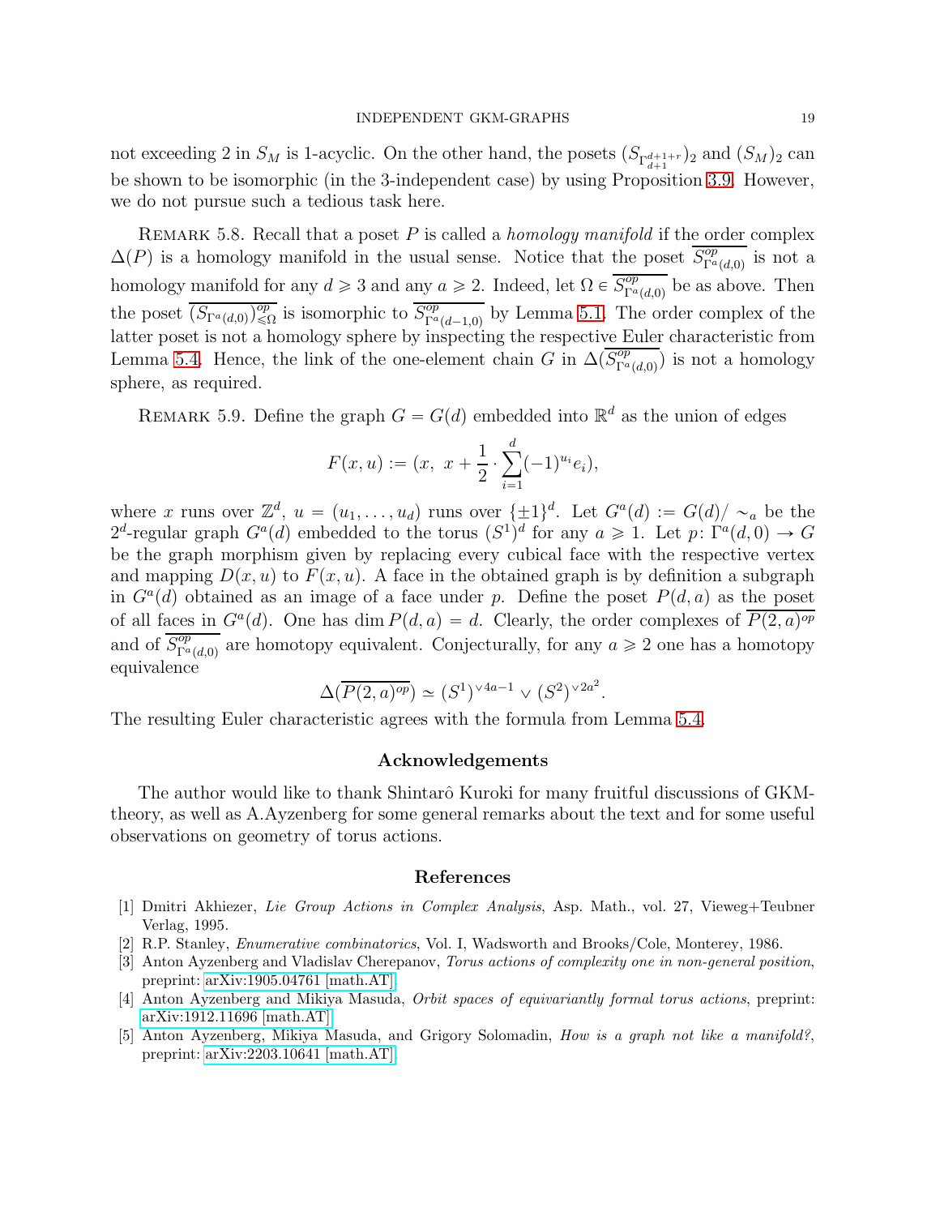not exceeding 2 in $S_M$ is 1-acyclic. On the other hand, the posets $(S_{\Gamma^{d+1+r}_{d+1}})_2$ and $(S_M)_2$ can be shown to be isomorphic (in the 3-independent case) by using Proposition 3.9. However, we do not pursue such a tedious task here.

REMARK 5.8. Recall that a poset $P$ is called a *homology manifold* if the order complex $\Delta(P)$ is a homology manifold in the usual sense. Notice that the poset $\overline{S^{op}_{\Gamma^a(d,0)}}$ is not a homology manifold for any $d \geqslant 3$ and any $a \geqslant 2$. Indeed, let $\Omega \in \overline{S^{op}_{\Gamma^a(d,0)}}$ be as above. Then the poset $\overline{(S_{\Gamma^a(d,0)})^{op}_{\leqslant \Omega}}$ is isomorphic to $\overline{S^{op}_{\Gamma^a(d-1,0)}}$ by Lemma 5.1. The order complex of the latter poset is not a homology sphere by inspecting the respective Euler characteristic from Lemma 5.4. Hence, the link of the one-element chain $G$ in $\Delta(\overline{S^{op}_{\Gamma^a(d,0)}})$ is not a homology sphere, as required.

REMARK 5.9. Define the graph $G = G(d)$ embedded into $\mathbb{R}^d$ as the union of edges

$$F(x,u) := (x,\ x + \frac{1}{2} \cdot \sum_{i=1}^{d} (-1)^{u_i} e_i),$$

where $x$ runs over $\mathbb{Z}^d$, $u = (u_1, \ldots, u_d)$ runs over $\{\pm 1\}^d$. Let $G^a(d) := G(d)/\sim_a$ be the $2^d$-regular graph $G^a(d)$ embedded to the torus $(S^1)^d$ for any $a \geqslant 1$. Let $p\colon \Gamma^a(d,0) \to G$ be the graph morphism given by replacing every cubical face with the respective vertex and mapping $D(x,u)$ to $F(x,u)$. A face in the obtained graph is by definition a subgraph in $G^a(d)$ obtained as an image of a face under $p$. Define the poset $P(d,a)$ as the poset of all faces in $G^a(d)$. One has $\dim P(d,a) = d$. Clearly, the order complexes of $\overline{P(2,a)^{op}}$ and of $\overline{S^{op}_{\Gamma^a(d,0)}}$ are homotopy equivalent. Conjecturally, for any $a \geqslant 2$ one has a homotopy equivalence

$$\Delta(\overline{P(2,a)^{op}}) \simeq (S^1)^{\vee 4a-1} \vee (S^2)^{\vee 2a^2}.$$

The resulting Euler characteristic agrees with the formula from Lemma 5.4.

## Acknowledgements

The author would like to thank Shintarô Kuroki for many fruitful discussions of GKM-theory, as well as A.Ayzenberg for some general remarks about the text and for some useful observations on geometry of torus actions.

## References

[1] Dmitri Akhiezer, *Lie Group Actions in Complex Analysis*, Asp. Math., vol. 27, Vieweg+Teubner Verlag, 1995.

[2] R.P. Stanley, *Enumerative combinatorics*, Vol. I, Wadsworth and Brooks/Cole, Monterey, 1986.

[3] Anton Ayzenberg and Vladislav Cherepanov, *Torus actions of complexity one in non-general position*, preprint: arXiv:1905.04761 [math.AT].

[4] Anton Ayzenberg and Mikiya Masuda, *Orbit spaces of equivariantly formal torus actions*, preprint: arXiv:1912.11696 [math.AT].

[5] Anton Ayzenberg, Mikiya Masuda, and Grigory Solomadin, *How is a graph not like a manifold?*, preprint: arXiv:2203.10641 [math.AT].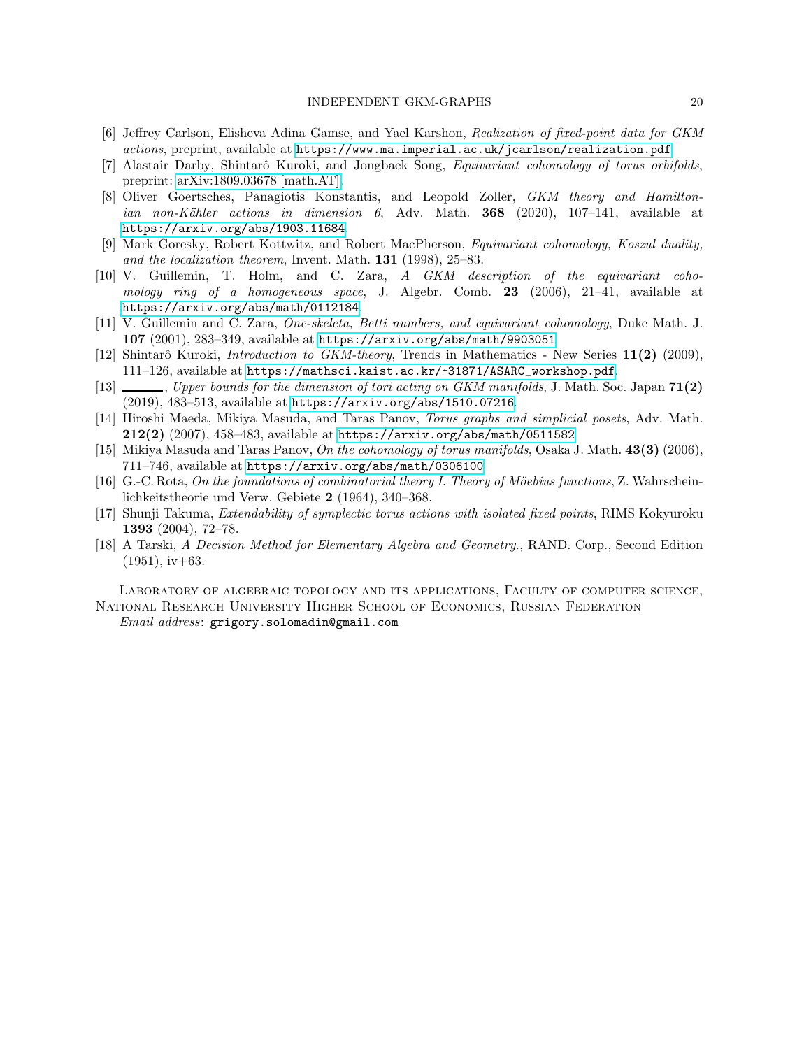[6] Jeffrey Carlson, Elisheva Adina Gamse, and Yael Karshon, *Realization of fixed-point data for GKM actions*, preprint, available at https://www.ma.imperial.ac.uk/jcarlson/realization.pdf.

[7] Alastair Darby, Shintarô Kuroki, and Jongbaek Song, *Equivariant cohomology of torus orbifolds*, preprint: arXiv:1809.03678 [math.AT].

[8] Oliver Goertsches, Panagiotis Konstantis, and Leopold Zoller, *GKM theory and Hamiltonian non-Kähler actions in dimension 6*, Adv. Math. **368** (2020), 107–141, available at https://arxiv.org/abs/1903.11684.

[9] Mark Goresky, Robert Kottwitz, and Robert MacPherson, *Equivariant cohomology, Koszul duality, and the localization theorem*, Invent. Math. **131** (1998), 25–83.

[10] V. Guillemin, T. Holm, and C. Zara, *A GKM description of the equivariant cohomology ring of a homogeneous space*, J. Algebr. Comb. **23** (2006), 21–41, available at https://arxiv.org/abs/math/0112184.

[11] V. Guillemin and C. Zara, *One-skeleta, Betti numbers, and equivariant cohomology*, Duke Math. J. **107** (2001), 283–349, available at https://arxiv.org/abs/math/9903051.

[12] Shintarô Kuroki, *Introduction to GKM-theory*, Trends in Mathematics - New Series **11(2)** (2009), 111–126, available at https://mathsci.kaist.ac.kr/~31871/ASARC_workshop.pdf.

[13] ———, *Upper bounds for the dimension of tori acting on GKM manifolds*, J. Math. Soc. Japan **71(2)** (2019), 483–513, available at https://arxiv.org/abs/1510.07216.

[14] Hiroshi Maeda, Mikiya Masuda, and Taras Panov, *Torus graphs and simplicial posets*, Adv. Math. **212(2)** (2007), 458–483, available at https://arxiv.org/abs/math/0511582.

[15] Mikiya Masuda and Taras Panov, *On the cohomology of torus manifolds*, Osaka J. Math. **43(3)** (2006), 711–746, available at https://arxiv.org/abs/math/0306100.

[16] G.-C. Rota, *On the foundations of combinatorial theory I. Theory of Möebius functions*, Z. Wahrscheinlichkeitstheorie und Verw. Gebiete **2** (1964), 340–368.

[17] Shunji Takuma, *Extendability of symplectic torus actions with isolated fixed points*, RIMS Kokyuroku **1393** (2004), 72–78.

[18] A Tarski, *A Decision Method for Elementary Algebra and Geometry.*, RAND. Corp., Second Edition (1951), iv+63.

Laboratory of algebraic topology and its applications, Faculty of computer science, National Research University Higher School of Economics, Russian Federation

*Email address*: grigory.solomadin@gmail.com